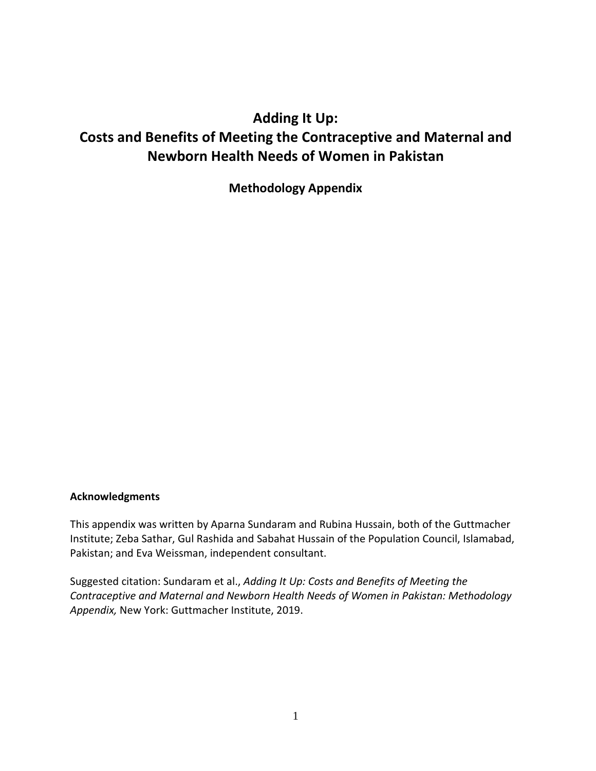# Adding It Up:
# Costs and Benefits of Meeting the Contraceptive and Maternal and Newborn Health Needs of Women in Pakistan

## Methodology Appendix

**Acknowledgments**

This appendix was written by Aparna Sundaram and Rubina Hussain, both of the Guttmacher Institute; Zeba Sathar, Gul Rashida and Sabahat Hussain of the Population Council, Islamabad, Pakistan; and Eva Weissman, independent consultant.

Suggested citation: Sundaram et al., *Adding It Up: Costs and Benefits of Meeting the Contraceptive and Maternal and Newborn Health Needs of Women in Pakistan: Methodology Appendix,* New York: Guttmacher Institute, 2019.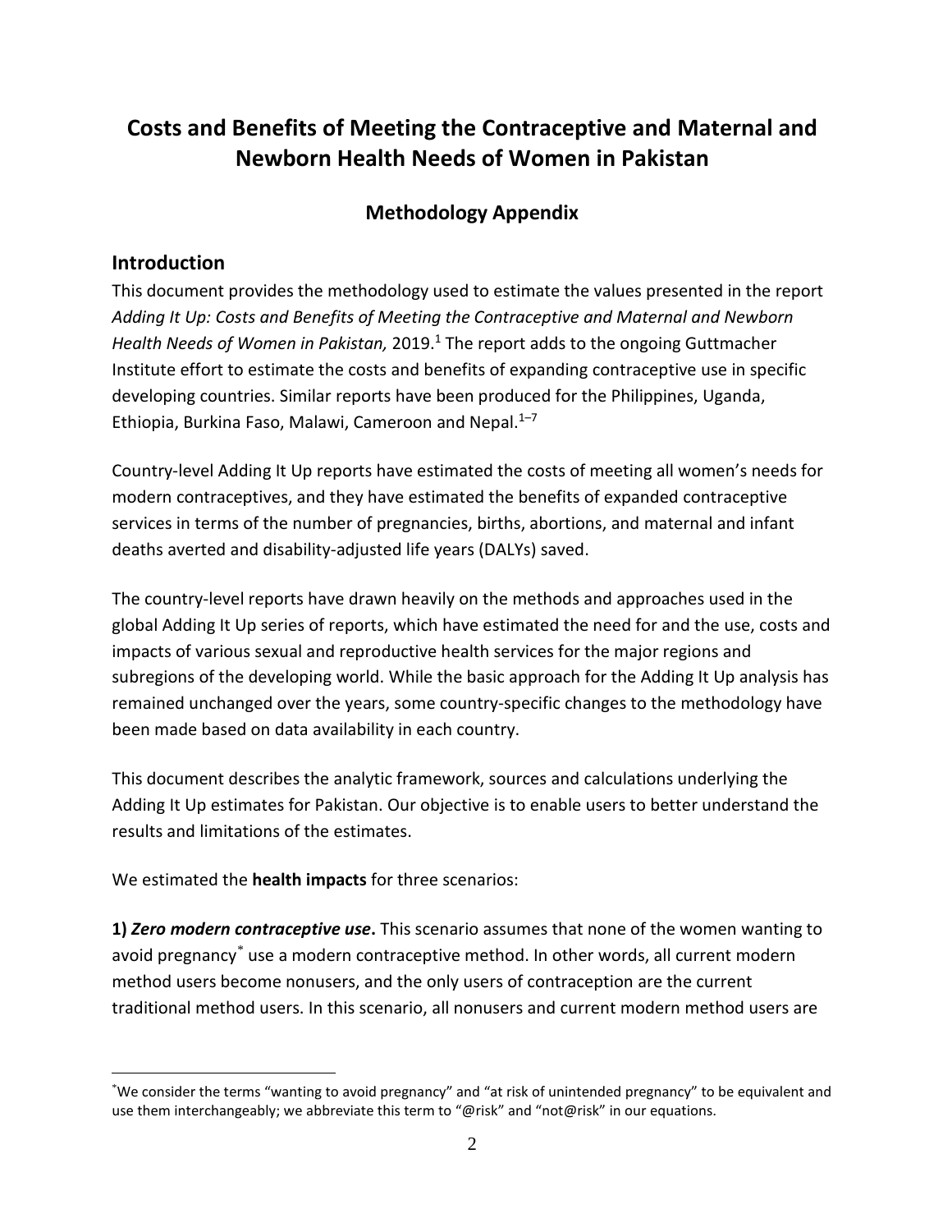# Costs and Benefits of Meeting the Contraceptive and Maternal and Newborn Health Needs of Women in Pakistan

## Methodology Appendix

## Introduction

This document provides the methodology used to estimate the values presented in the report *Adding It Up: Costs and Benefits of Meeting the Contraceptive and Maternal and Newborn Health Needs of Women in Pakistan,* 2019.[1] The report adds to the ongoing Guttmacher Institute effort to estimate the costs and benefits of expanding contraceptive use in specific developing countries. Similar reports have been produced for the Philippines, Uganda, Ethiopia, Burkina Faso, Malawi, Cameroon and Nepal.[1–7]

Country-level Adding It Up reports have estimated the costs of meeting all women's needs for modern contraceptives, and they have estimated the benefits of expanded contraceptive services in terms of the number of pregnancies, births, abortions, and maternal and infant deaths averted and disability-adjusted life years (DALYs) saved.

The country-level reports have drawn heavily on the methods and approaches used in the global Adding It Up series of reports, which have estimated the need for and the use, costs and impacts of various sexual and reproductive health services for the major regions and subregions of the developing world. While the basic approach for the Adding It Up analysis has remained unchanged over the years, some country-specific changes to the methodology have been made based on data availability in each country.

This document describes the analytic framework, sources and calculations underlying the Adding It Up estimates for Pakistan. Our objective is to enable users to better understand the results and limitations of the estimates.

We estimated the **health impacts** for three scenarios:

**1)** ***Zero modern contraceptive use*****.** This scenario assumes that none of the women wanting to avoid pregnancy[*] use a modern contraceptive method. In other words, all current modern method users become nonusers, and the only users of contraception are the current traditional method users. In this scenario, all nonusers and current modern method users are

[*] We consider the terms "wanting to avoid pregnancy" and "at risk of unintended pregnancy" to be equivalent and use them interchangeably; we abbreviate this term to "@risk" and "not@risk" in our equations.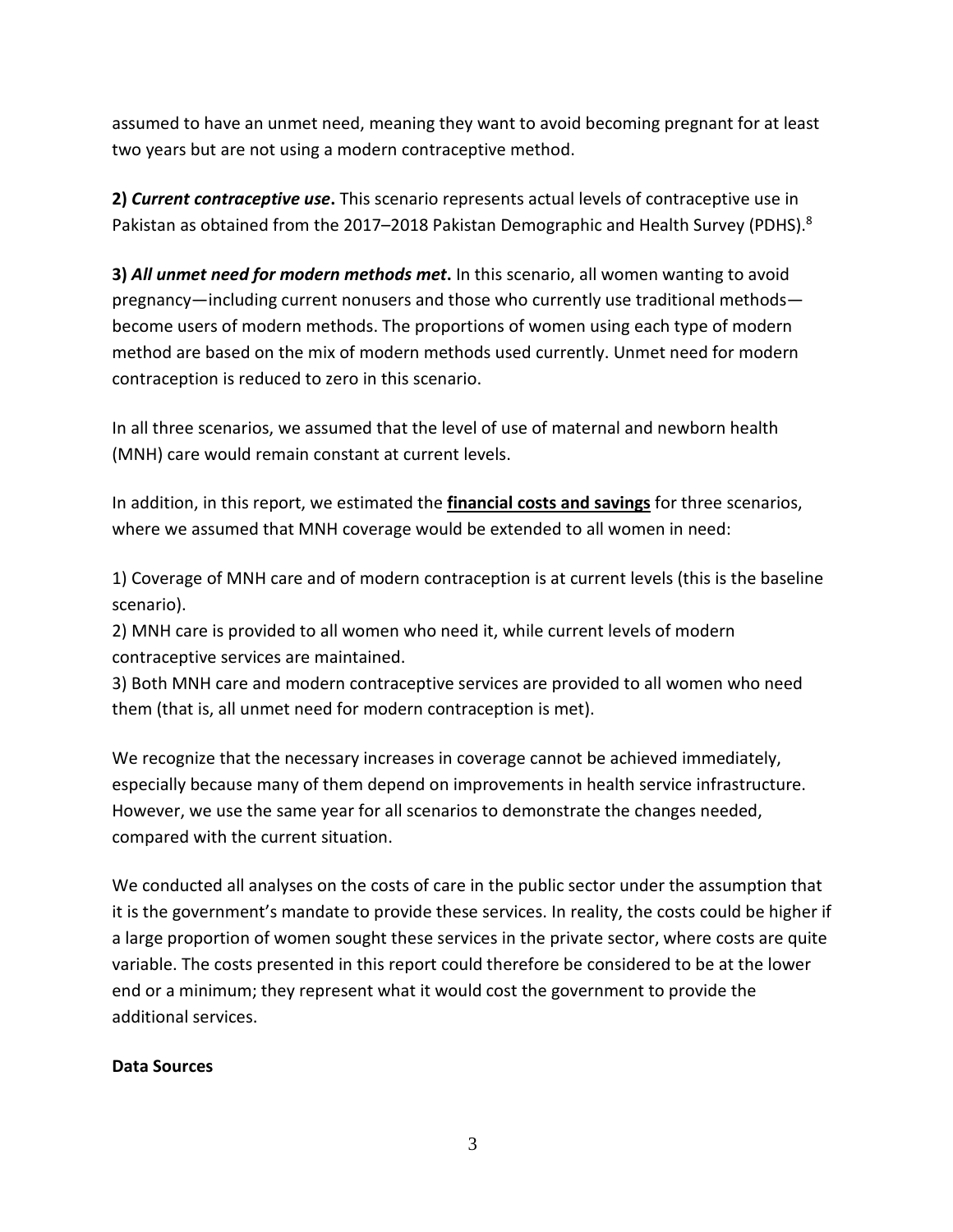assumed to have an unmet need, meaning they want to avoid becoming pregnant for at least two years but are not using a modern contraceptive method.

**2)** ***Current contraceptive use*****.** This scenario represents actual levels of contraceptive use in Pakistan as obtained from the 2017–2018 Pakistan Demographic and Health Survey (PDHS).[8]

**3)** ***All unmet need for modern methods met*****.** In this scenario, all women wanting to avoid pregnancy—including current nonusers and those who currently use traditional methods—become users of modern methods. The proportions of women using each type of modern method are based on the mix of modern methods used currently. Unmet need for modern contraception is reduced to zero in this scenario.

In all three scenarios, we assumed that the level of use of maternal and newborn health (MNH) care would remain constant at current levels.

In addition, in this report, we estimated the **financial costs and savings** for three scenarios, where we assumed that MNH coverage would be extended to all women in need:

1) Coverage of MNH care and of modern contraception is at current levels (this is the baseline scenario).
2) MNH care is provided to all women who need it, while current levels of modern contraceptive services are maintained.
3) Both MNH care and modern contraceptive services are provided to all women who need them (that is, all unmet need for modern contraception is met).

We recognize that the necessary increases in coverage cannot be achieved immediately, especially because many of them depend on improvements in health service infrastructure. However, we use the same year for all scenarios to demonstrate the changes needed, compared with the current situation.

We conducted all analyses on the costs of care in the public sector under the assumption that it is the government's mandate to provide these services. In reality, the costs could be higher if a large proportion of women sought these services in the private sector, where costs are quite variable. The costs presented in this report could therefore be considered to be at the lower end or a minimum; they represent what it would cost the government to provide the additional services.

**Data Sources**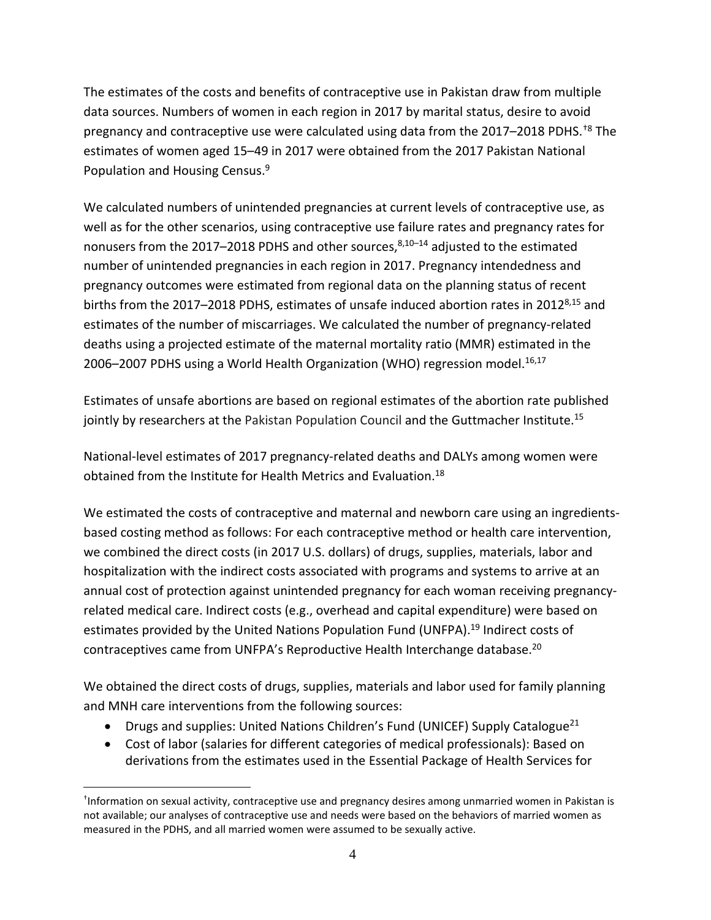The estimates of the costs and benefits of contraceptive use in Pakistan draw from multiple data sources. Numbers of women in each region in 2017 by marital status, desire to avoid pregnancy and contraceptive use were calculated using data from the 2017–2018 PDHS.[†8] The estimates of women aged 15–49 in 2017 were obtained from the 2017 Pakistan National Population and Housing Census.[9]

We calculated numbers of unintended pregnancies at current levels of contraceptive use, as well as for the other scenarios, using contraceptive use failure rates and pregnancy rates for nonusers from the 2017–2018 PDHS and other sources,[8,10–14] adjusted to the estimated number of unintended pregnancies in each region in 2017. Pregnancy intendedness and pregnancy outcomes were estimated from regional data on the planning status of recent births from the 2017–2018 PDHS, estimates of unsafe induced abortion rates in 2012[8,15] and estimates of the number of miscarriages. We calculated the number of pregnancy-related deaths using a projected estimate of the maternal mortality ratio (MMR) estimated in the 2006–2007 PDHS using a World Health Organization (WHO) regression model.[16,17]

Estimates of unsafe abortions are based on regional estimates of the abortion rate published jointly by researchers at the Pakistan Population Council and the Guttmacher Institute.[15]

National-level estimates of 2017 pregnancy-related deaths and DALYs among women were obtained from the Institute for Health Metrics and Evaluation.[18]

We estimated the costs of contraceptive and maternal and newborn care using an ingredients-based costing method as follows: For each contraceptive method or health care intervention, we combined the direct costs (in 2017 U.S. dollars) of drugs, supplies, materials, labor and hospitalization with the indirect costs associated with programs and systems to arrive at an annual cost of protection against unintended pregnancy for each woman receiving pregnancy-related medical care. Indirect costs (e.g., overhead and capital expenditure) were based on estimates provided by the United Nations Population Fund (UNFPA).[19] Indirect costs of contraceptives came from UNFPA's Reproductive Health Interchange database.[20]

We obtained the direct costs of drugs, supplies, materials and labor used for family planning and MNH care interventions from the following sources:

- Drugs and supplies: United Nations Children's Fund (UNICEF) Supply Catalogue[21]
- Cost of labor (salaries for different categories of medical professionals): Based on derivations from the estimates used in the Essential Package of Health Services for

[†]Information on sexual activity, contraceptive use and pregnancy desires among unmarried women in Pakistan is not available; our analyses of contraceptive use and needs were based on the behaviors of married women as measured in the PDHS, and all married women were assumed to be sexually active.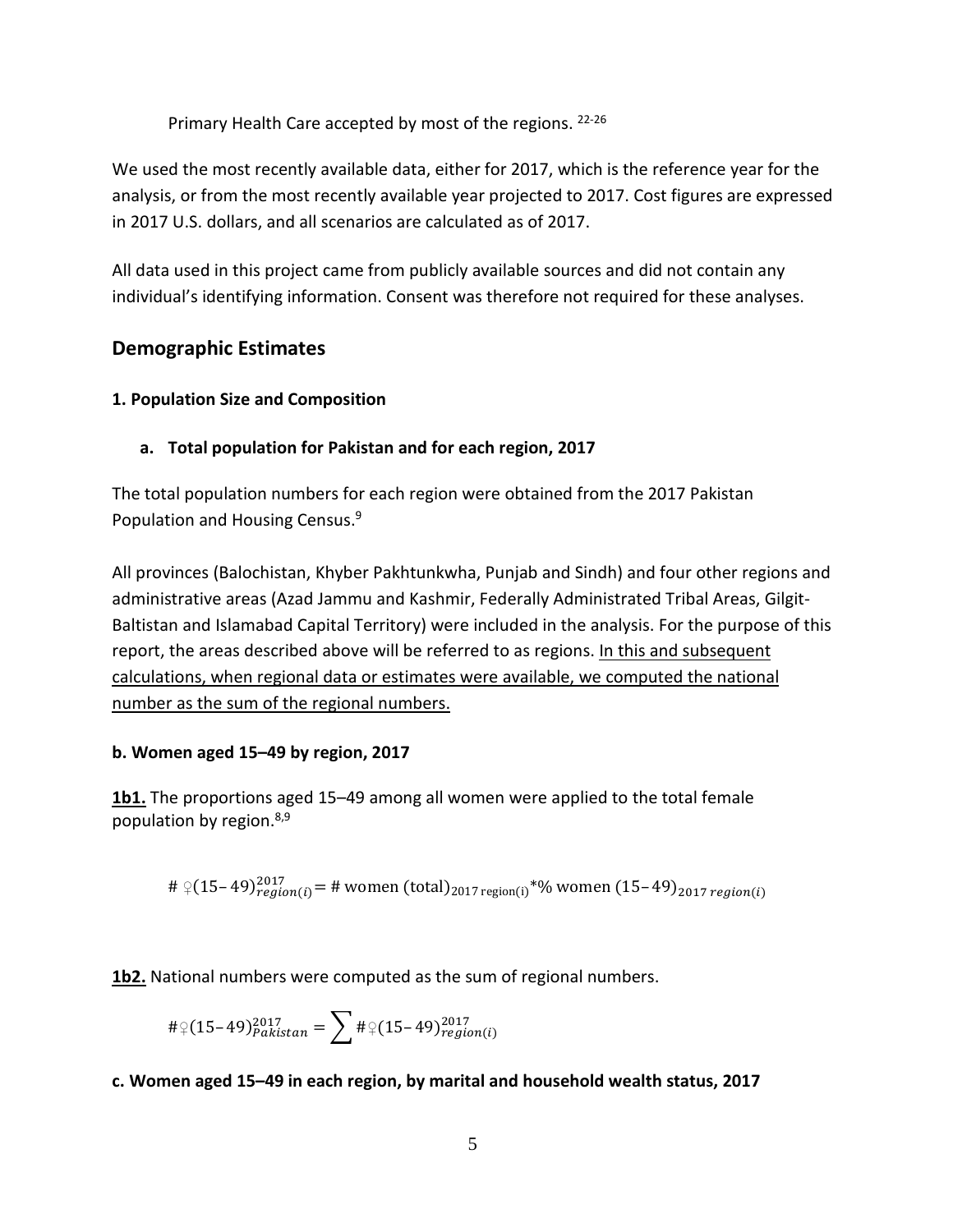Primary Health Care accepted by most of the regions. [22-26]

We used the most recently available data, either for 2017, which is the reference year for the analysis, or from the most recently available year projected to 2017. Cost figures are expressed in 2017 U.S. dollars, and all scenarios are calculated as of 2017.

All data used in this project came from publicly available sources and did not contain any individual's identifying information. Consent was therefore not required for these analyses.

## Demographic Estimates

### 1. Population Size and Composition

#### a. Total population for Pakistan and for each region, 2017

The total population numbers for each region were obtained from the 2017 Pakistan Population and Housing Census.[9]

All provinces (Balochistan, Khyber Pakhtunkwha, Punjab and Sindh) and four other regions and administrative areas (Azad Jammu and Kashmir, Federally Administrated Tribal Areas, Gilgit-Baltistan and Islamabad Capital Territory) were included in the analysis. For the purpose of this report, the areas described above will be referred to as regions. <u>In this and subsequent calculations, when regional data or estimates were available, we computed the national number as the sum of the regional numbers.</u>

#### b. Women aged 15–49 by region, 2017

**<u>1b1.</u>** The proportions aged 15–49 among all women were applied to the total female population by region.[8,9]

$$\#\ ♀(15\text{–}49)^{2017}_{region(i)} = \#\ \text{women (total)}_{2017\ \text{region(i)}} * \%\ \text{women}\ (15\text{–}49)_{2017\ region(i)}$$

**<u>1b2.</u>** National numbers were computed as the sum of regional numbers.

$$\#♀(15\text{–}49)^{2017}_{Pakistan} = \sum \#♀(15\text{–}49)^{2017}_{region(i)}$$

#### c. Women aged 15–49 in each region, by marital and household wealth status, 2017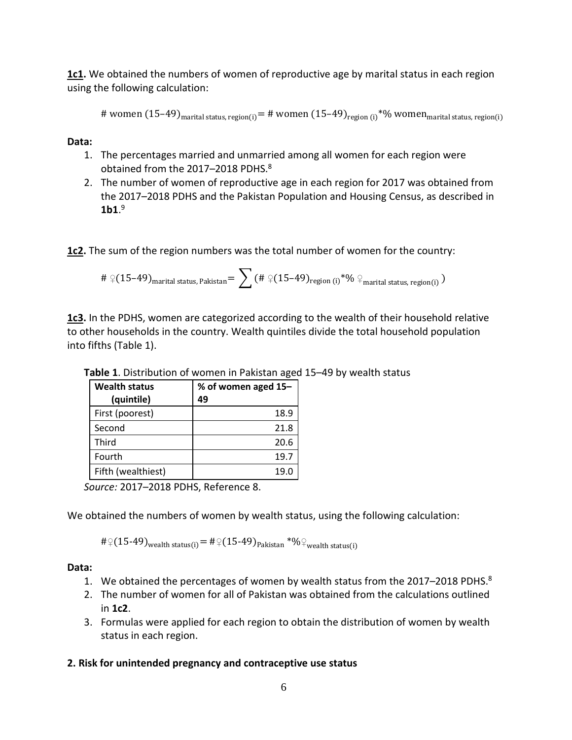**1c1.** We obtained the numbers of women of reproductive age by marital status in each region using the following calculation:

$$\text{\# women } (15\text{–}49)_{\text{marital status, region(i)}} = \text{\# women } (15\text{–}49)_{\text{region (i)}} * \% \text{ women}_{\text{marital status, region(i)}}$$

**Data:**

1. The percentages married and unmarried among all women for each region were obtained from the 2017–2018 PDHS.[8]
2. The number of women of reproductive age in each region for 2017 was obtained from the 2017–2018 PDHS and the Pakistan Population and Housing Census, as described in **1b1**.[9]

**1c2.** The sum of the region numbers was the total number of women for the country:

$$\text{\# } ♀(15\text{–}49)_{\text{marital status, Pakistan}} = \sum (\text{\# } ♀(15\text{–}49)_{\text{region (i)}} * \% \text{ } ♀_{\text{marital status, region(i)}})$$

**1c3.** In the PDHS, women are categorized according to the wealth of their household relative to other households in the country. Wealth quintiles divide the total household population into fifths (Table 1).

**Table 1**. Distribution of women in Pakistan aged 15–49 by wealth status

| Wealth status (quintile) | % of women aged 15–49 |
|---|---|
| First (poorest) | 18.9 |
| Second | 21.8 |
| Third | 20.6 |
| Fourth | 19.7 |
| Fifth (wealthiest) | 19.0 |

*Source:* 2017–2018 PDHS, Reference 8.

We obtained the numbers of women by wealth status, using the following calculation:

$$\text{\#}♀(15\text{-}49)_{\text{wealth status(i)}} = \text{\#}♀(15\text{-}49)_{\text{Pakistan}} * \%♀_{\text{wealth status(i)}}$$

**Data:**

1. We obtained the percentages of women by wealth status from the 2017–2018 PDHS.[8]
2. The number of women for all of Pakistan was obtained from the calculations outlined in **1c2**.
3. Formulas were applied for each region to obtain the distribution of women by wealth status in each region.

**2. Risk for unintended pregnancy and contraceptive use status**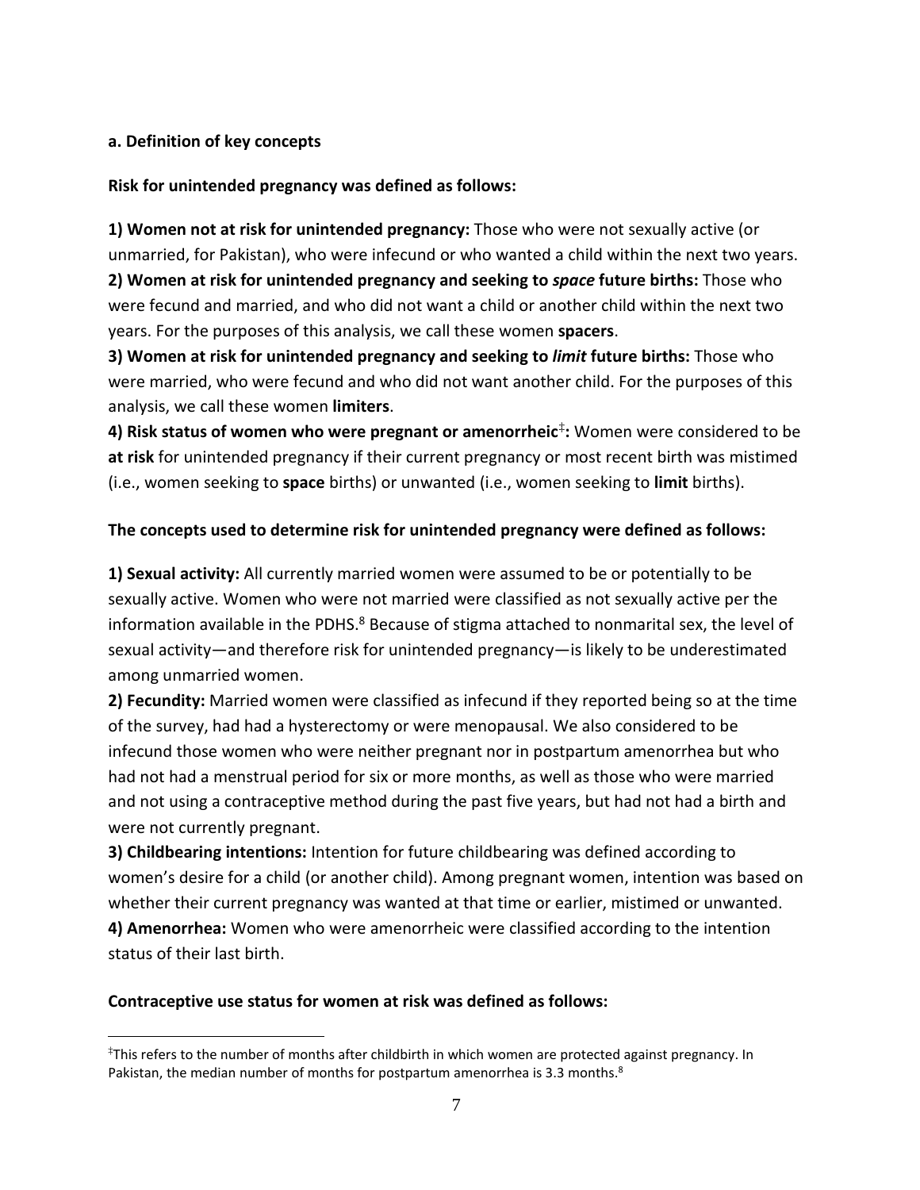**a. Definition of key concepts**

**Risk for unintended pregnancy was defined as follows:**

**1) Women not at risk for unintended pregnancy:** Those who were not sexually active (or unmarried, for Pakistan), who were infecund or who wanted a child within the next two years.
**2) Women at risk for unintended pregnancy and seeking to *space* future births:** Those who were fecund and married, and who did not want a child or another child within the next two years. For the purposes of this analysis, we call these women **spacers**.
**3) Women at risk for unintended pregnancy and seeking to *limit* future births:** Those who were married, who were fecund and who did not want another child. For the purposes of this analysis, we call these women **limiters**.
**4) Risk status of women who were pregnant or amenorrheic[‡]:** Women were considered to be **at risk** for unintended pregnancy if their current pregnancy or most recent birth was mistimed (i.e., women seeking to **space** births) or unwanted (i.e., women seeking to **limit** births).

**The concepts used to determine risk for unintended pregnancy were defined as follows:**

**1) Sexual activity:** All currently married women were assumed to be or potentially to be sexually active. Women who were not married were classified as not sexually active per the information available in the PDHS.[8] Because of stigma attached to nonmarital sex, the level of sexual activity—and therefore risk for unintended pregnancy—is likely to be underestimated among unmarried women.
**2) Fecundity:** Married women were classified as infecund if they reported being so at the time of the survey, had had a hysterectomy or were menopausal. We also considered to be infecund those women who were neither pregnant nor in postpartum amenorrhea but who had not had a menstrual period for six or more months, as well as those who were married and not using a contraceptive method during the past five years, but had not had a birth and were not currently pregnant.
**3) Childbearing intentions:** Intention for future childbearing was defined according to women's desire for a child (or another child). Among pregnant women, intention was based on whether their current pregnancy was wanted at that time or earlier, mistimed or unwanted.
**4) Amenorrhea:** Women who were amenorrheic were classified according to the intention status of their last birth.

**Contraceptive use status for women at risk was defined as follows:**

[‡] This refers to the number of months after childbirth in which women are protected against pregnancy. In Pakistan, the median number of months for postpartum amenorrhea is 3.3 months.[8]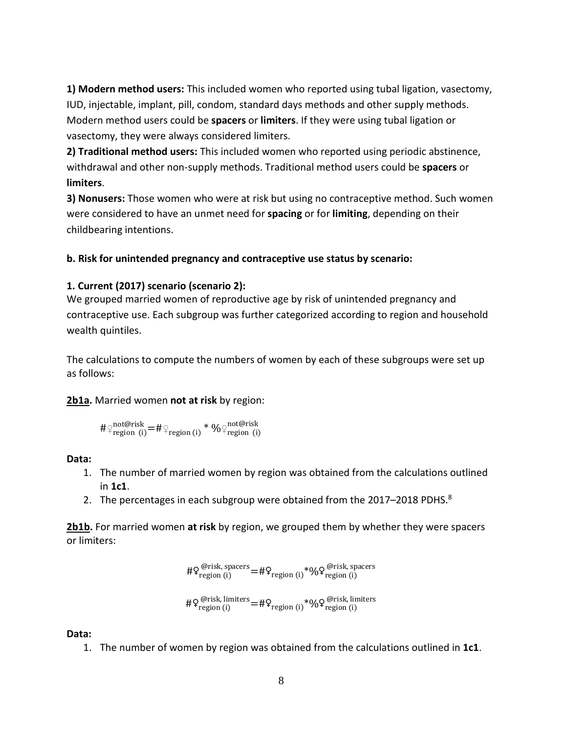**1) Modern method users:** This included women who reported using tubal ligation, vasectomy, IUD, injectable, implant, pill, condom, standard days methods and other supply methods. Modern method users could be **spacers** or **limiters**. If they were using tubal ligation or vasectomy, they were always considered limiters.

**2) Traditional method users:** This included women who reported using periodic abstinence, withdrawal and other non-supply methods. Traditional method users could be **spacers** or **limiters**.

**3) Nonusers:** Those women who were at risk but using no contraceptive method. Such women were considered to have an unmet need for **spacing** or for **limiting**, depending on their childbearing intentions.

**b. Risk for unintended pregnancy and contraceptive use status by scenario:**

**1. Current (2017) scenario (scenario 2):**

We grouped married women of reproductive age by risk of unintended pregnancy and contraceptive use. Each subgroup was further categorized according to region and household wealth quintiles.

The calculations to compute the numbers of women by each of these subgroups were set up as follows:

**2b1a.** Married women **not at risk** by region:

$$\#♀^{\text{not@risk}}_{\text{region (i)}} = \#♀_{\text{region (i)}} * \%♀^{\text{not@risk}}_{\text{region (i)}}$$

**Data:**

1. The number of married women by region was obtained from the calculations outlined in **1c1**.
2. The percentages in each subgroup were obtained from the 2017–2018 PDHS.[8]

**2b1b.** For married women **at risk** by region, we grouped them by whether they were spacers or limiters:

$$\#♀^{\text{@risk, spacers}}_{\text{region (i)}} = \#♀_{\text{region (i)}} * \%♀^{\text{@risk, spacers}}_{\text{region (i)}}$$

$$\#♀^{\text{@risk, limiters}}_{\text{region (i)}} = \#♀_{\text{region (i)}} * \%♀^{\text{@risk, limiters}}_{\text{region (i)}}$$

**Data:**

1. The number of women by region was obtained from the calculations outlined in **1c1**.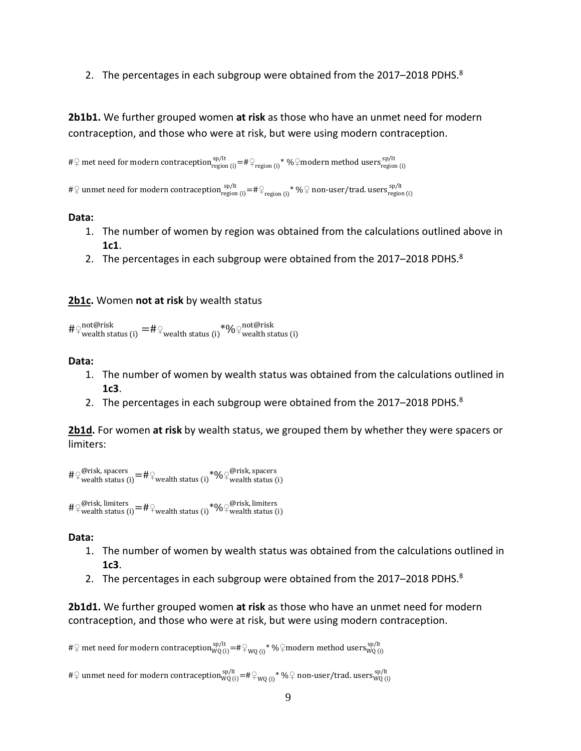2. The percentages in each subgroup were obtained from the 2017–2018 PDHS.[8]

**2b1b1.** We further grouped women **at risk** as those who have an unmet need for modern contraception, and those who were at risk, but were using modern contraception.

$$\#♀ \text{ met need for modern contraception}_{\text{region (i)}}^{\text{sp/lt}} = \#♀_{\text{region (i)}} * \%♀\text{modern method users}_{\text{region (i)}}^{\text{sp/lt}}$$

$$\#♀ \text{ unmet need for modern contraception}_{\text{region (i)}}^{\text{sp/lt}} = \#♀_{\text{region (i)}} * \%♀ \text{ non-user/trad. users}_{\text{region (i)}}^{\text{sp/lt}}$$

**Data:**

1. The number of women by region was obtained from the calculations outlined above in **1c1**.
2. The percentages in each subgroup were obtained from the 2017–2018 PDHS.[8]

**2b1c.** Women **not at risk** by wealth status

$$\#♀_{\text{wealth status (i)}}^{\text{not@risk}} = \#♀_{\text{wealth status (i)}} * \%♀_{\text{wealth status (i)}}^{\text{not@risk}}$$

**Data:**

1. The number of women by wealth status was obtained from the calculations outlined in **1c3**.
2. The percentages in each subgroup were obtained from the 2017–2018 PDHS.[8]

**2b1d.** For women **at risk** by wealth status, we grouped them by whether they were spacers or limiters:

$$\#♀_{\text{wealth status (i)}}^{\text{@risk, spacers}} = \#♀_{\text{wealth status (i)}} * \%♀_{\text{wealth status (i)}}^{\text{@risk, spacers}}$$

$$\#♀_{\text{wealth status (i)}}^{\text{@risk, limiters}} = \#♀_{\text{wealth status (i)}} * \%♀_{\text{wealth status (i)}}^{\text{@risk, limiters}}$$

**Data:**

1. The number of women by wealth status was obtained from the calculations outlined in **1c3**.
2. The percentages in each subgroup were obtained from the 2017–2018 PDHS.[8]

**2b1d1.** We further grouped women **at risk** as those who have an unmet need for modern contraception, and those who were at risk, but were using modern contraception.

$$\#♀ \text{ met need for modern contraception}_{\text{WQ (i)}}^{\text{sp/lt}} = \#♀_{\text{WQ (i)}} * \%♀\text{modern method users}_{\text{WQ (i)}}^{\text{sp/lt}}$$

$$\#♀ \text{ unmet need for modern contraception}_{\text{WQ (i)}}^{\text{sp/lt}} = \#♀_{\text{WQ (i)}} * \%♀ \text{ non-user/trad. users}_{\text{WQ (i)}}^{\text{sp/lt}}$$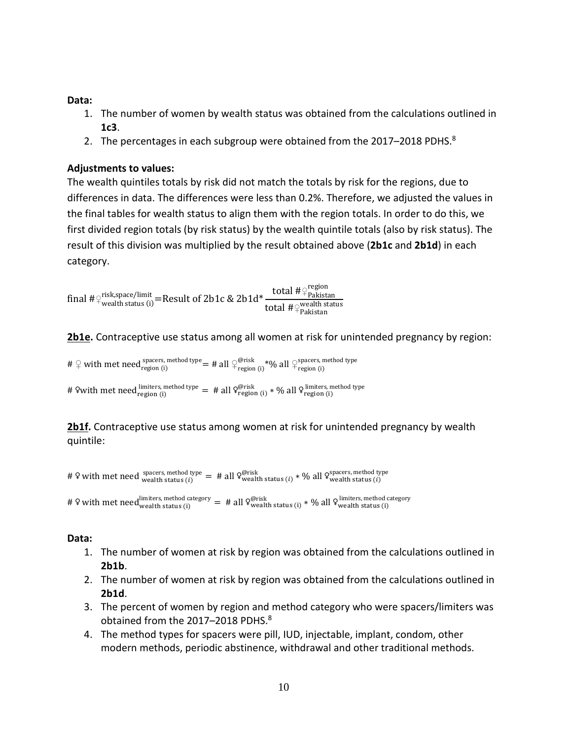**Data:**

1. The number of women by wealth status was obtained from the calculations outlined in **1c3**.
2. The percentages in each subgroup were obtained from the 2017–2018 PDHS.[8]

**Adjustments to values:**

The wealth quintiles totals by risk did not match the totals by risk for the regions, due to differences in data. The differences were less than 0.2%. Therefore, we adjusted the values in the final tables for wealth status to align them with the region totals. In order to do this, we first divided region totals (by risk status) by the wealth quintile totals (also by risk status). The result of this division was multiplied by the result obtained above (**2b1c** and **2b1d**) in each category.

$$\text{final } \#\text{♀}^{\text{risk,space/limit}}_{\text{wealth status (i)}} = \text{Result of 2b1c \& 2b1d} * \frac{\text{total } \#\text{♀}^{\text{region}}_{\text{Pakistan}}}{\text{total } \#\text{♀}^{\text{wealth status}}_{\text{Pakistan}}}$$

**2b1e.** Contraceptive use status among all women at risk for unintended pregnancy by region:

$$\#\text{ ♀ with met need}^{\text{spacers, method type}}_{\text{region (i)}} = \#\text{ all ♀}^{\text{@risk}}_{\text{region (i)}} * \%\text{ all ♀}^{\text{spacers, method type}}_{\text{region (i)}}$$

$$\#\text{ ♀with met need}^{\text{limiters, method type}}_{\text{region (i)}} = \#\text{ all ♀}^{\text{@risk}}_{\text{region (i)}} * \%\text{ all ♀}^{\text{limiters, method type}}_{\text{region (i)}}$$

**2b1f.** Contraceptive use status among women at risk for unintended pregnancy by wealth quintile:

$$\#\text{ ♀ with met need}^{\text{spacers, method type}}_{\text{wealth status } (i)} = \#\text{ all ♀}^{\text{@risk}}_{\text{wealth status } (i)} * \%\text{ all ♀}^{\text{spacers, method type}}_{\text{wealth status } (i)}$$

$$\#\text{ ♀ with met need}^{\text{limiters, method category}}_{\text{wealth status (i)}} = \#\text{ all ♀}^{\text{@risk}}_{\text{wealth status (i)}} * \%\text{ all ♀}^{\text{limiters, method category}}_{\text{wealth status (i)}}$$

**Data:**

1. The number of women at risk by region was obtained from the calculations outlined in **2b1b**.
2. The number of women at risk by region was obtained from the calculations outlined in **2b1d**.
3. The percent of women by region and method category who were spacers/limiters was obtained from the 2017–2018 PDHS.[8]
4. The method types for spacers were pill, IUD, injectable, implant, condom, other modern methods, periodic abstinence, withdrawal and other traditional methods.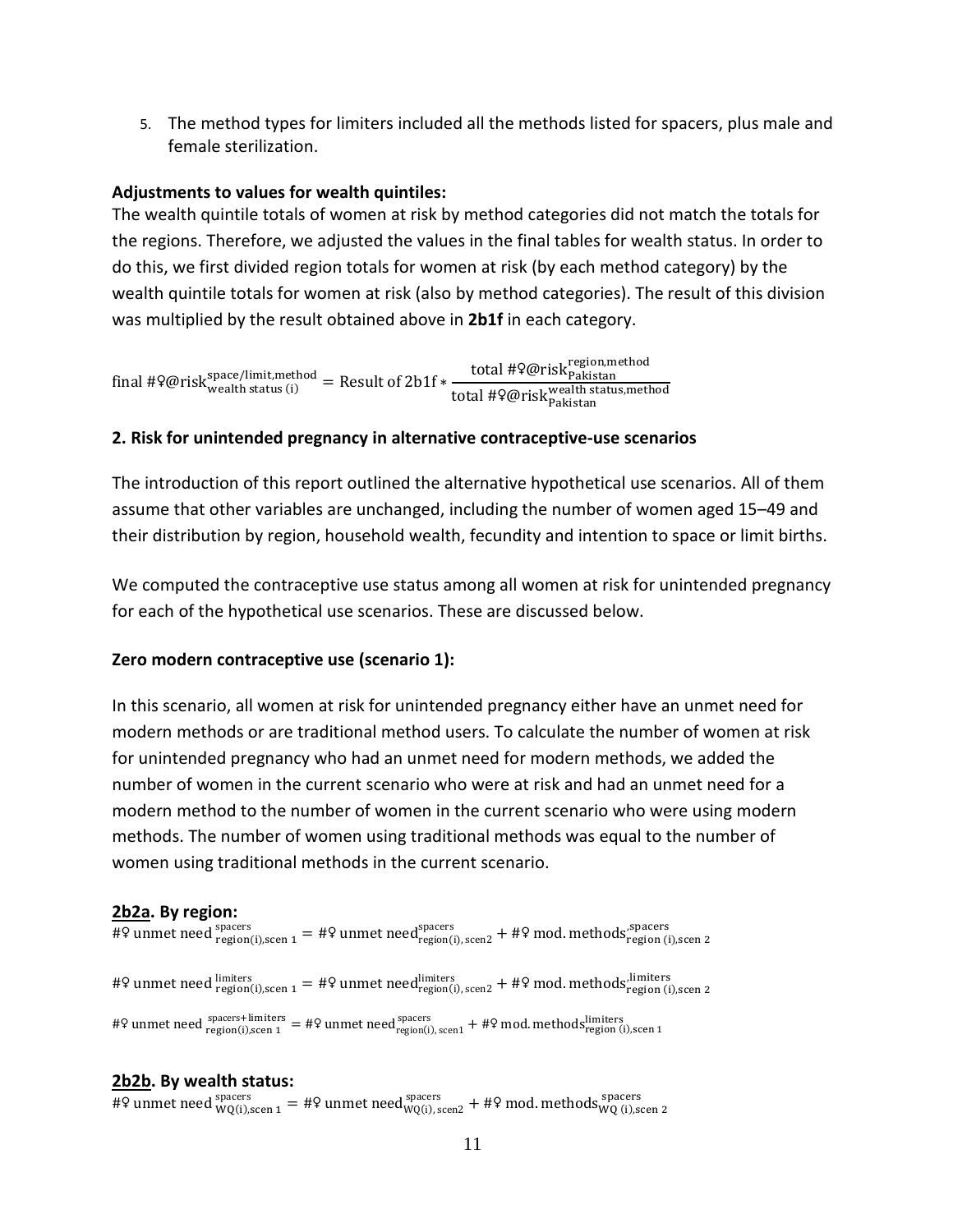5. The method types for limiters included all the methods listed for spacers, plus male and female sterilization.

**Adjustments to values for wealth quintiles:**

The wealth quintile totals of women at risk by method categories did not match the totals for the regions. Therefore, we adjusted the values in the final tables for wealth status. In order to do this, we first divided region totals for women at risk (by each method category) by the wealth quintile totals for women at risk (also by method categories). The result of this division was multiplied by the result obtained above in **2b1f** in each category.

$$\text{final } \#♀@\text{risk}_{\text{wealth status (i)}}^{\text{space/limit,method}} = \text{Result of 2b1f} * \frac{\text{total } \#♀@\text{risk}_{\text{Pakistan}}^{\text{region,method}}}{\text{total } \#♀@\text{risk}_{\text{Pakistan}}^{\text{wealth status,method}}}$$

**2. Risk for unintended pregnancy in alternative contraceptive-use scenarios**

The introduction of this report outlined the alternative hypothetical use scenarios. All of them assume that other variables are unchanged, including the number of women aged 15–49 and their distribution by region, household wealth, fecundity and intention to space or limit births.

We computed the contraceptive use status among all women at risk for unintended pregnancy for each of the hypothetical use scenarios. These are discussed below.

**Zero modern contraceptive use (scenario 1):**

In this scenario, all women at risk for unintended pregnancy either have an unmet need for modern methods or are traditional method users. To calculate the number of women at risk for unintended pregnancy who had an unmet need for modern methods, we added the number of women in the current scenario who were at risk and had an unmet need for a modern method to the number of women in the current scenario who were using modern methods. The number of women using traditional methods was equal to the number of women using traditional methods in the current scenario.

**2b2a. By region:**

$$\#♀ \text{ unmet need}_{\text{region(i),scen 1}}^{\text{spacers}} = \#♀ \text{ unmet need}_{\text{region(i), scen2}}^{\text{spacers}} + \#♀ \text{ mod. methods}_{\text{region (i),scen 2}}^{\text{spacers}}$$

$$\#♀ \text{ unmet need}_{\text{region(i),scen 1}}^{\text{limiters}} = \#♀ \text{ unmet need}_{\text{region(i), scen2}}^{\text{limiters}} + \#♀ \text{ mod. methods}_{\text{region (i),scen 2}}^{\text{limiters}}$$

$$\#♀ \text{ unmet need}_{\text{region(i),scen 1}}^{\text{spacers+limiters}} = \#♀ \text{ unmet need}_{\text{region(i), scen1}}^{\text{spacers}} + \#♀ \text{ mod. methods}_{\text{region (i),scen 1}}^{\text{limiters}}$$

**2b2b. By wealth status:**

$$\#♀ \text{ unmet need}_{\text{WQ(i),scen 1}}^{\text{spacers}} = \#♀ \text{ unmet need}_{\text{WQ(i), scen2}}^{\text{spacers}} + \#♀ \text{ mod. methods}_{\text{WQ (i),scen 2}}^{\text{spacers}}$$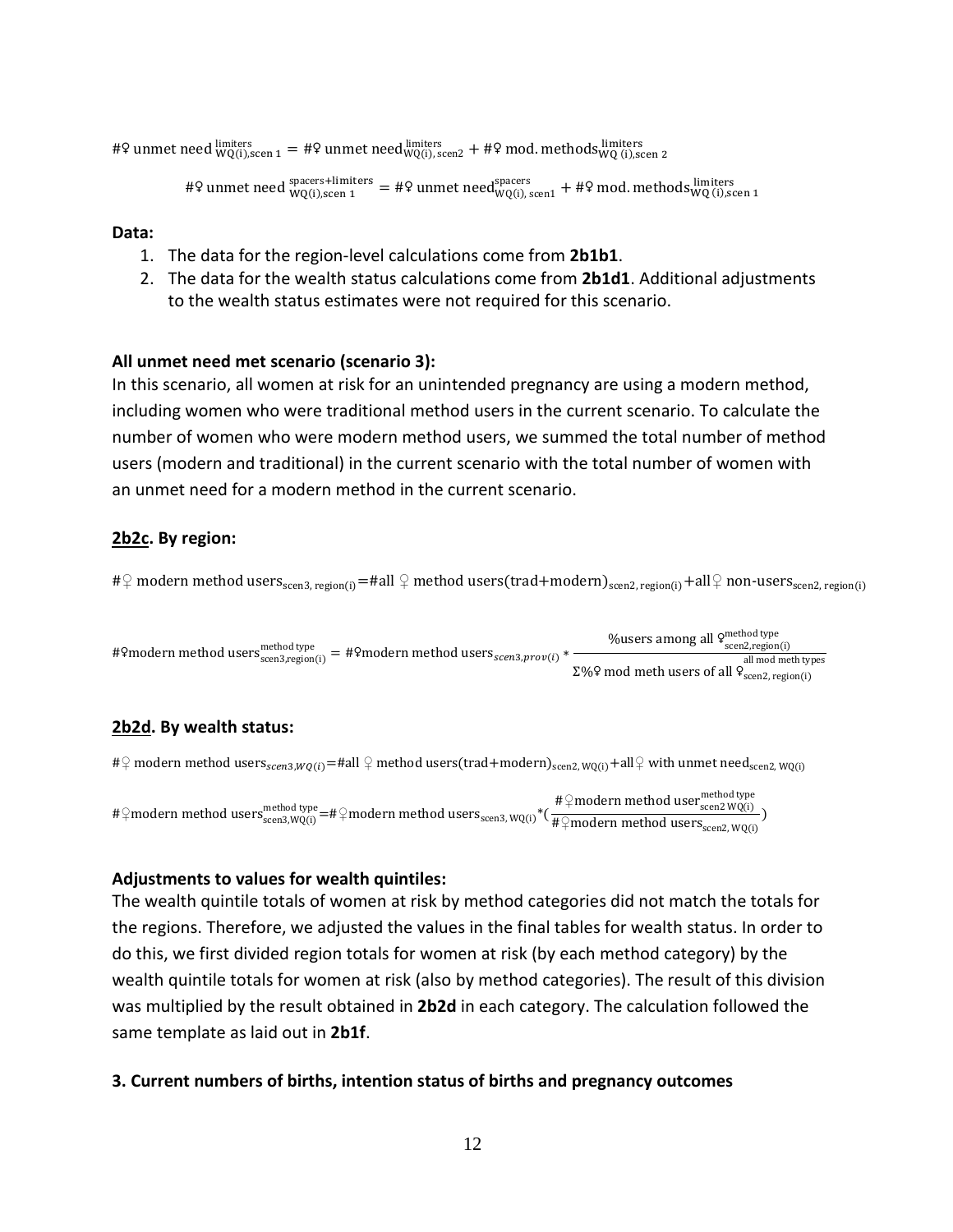$$\#♀\ \text{unmet need}_{WQ(i),\text{scen 1}}^{\text{limiters}} = \#♀\ \text{unmet need}_{WQ(i),\text{scen2}}^{\text{limiters}} + \#♀\ \text{mod. methods}_{WQ\ (i),\text{scen 2}}^{\text{limiters}}$$

$$\#♀\ \text{unmet need}_{WQ(i),\text{scen 1}}^{\text{spacers+limiters}} = \#♀\ \text{unmet need}_{WQ(i),\text{ scen1}}^{\text{spacers}} + \#♀\ \text{mod. methods}_{WQ\ (i),\text{scen 1}}^{\text{limiters}}$$

**Data:**

1. The data for the region-level calculations come from **2b1b1**.
2. The data for the wealth status calculations come from **2b1d1**. Additional adjustments to the wealth status estimates were not required for this scenario.

**All unmet need met scenario (scenario 3):**

In this scenario, all women at risk for an unintended pregnancy are using a modern method, including women who were traditional method users in the current scenario. To calculate the number of women who were modern method users, we summed the total number of method users (modern and traditional) in the current scenario with the total number of women with an unmet need for a modern method in the current scenario.

**2b2c. By region:**

$$\#♀\ \text{modern method users}_{\text{scen3, region(i)}} = \#\text{all}\ ♀\ \text{method users(trad+modern)}_{\text{scen2, region(i)}} + \text{all}♀\ \text{non-users}_{\text{scen2, region(i)}}$$

$$\#♀\text{modern method users}_{\text{scen3,region(i)}}^{\text{method type}} = \#♀\text{modern method users}_{scen3,prov(i)} * \frac{\%\text{users among all}\ ♀_{\text{scen2,region(i)}}^{\text{method type}}}{\Sigma\%♀\ \text{mod meth users of all}\ ♀_{\text{scen2, region(i)}}^{\text{all mod meth types}}}$$

**2b2d. By wealth status:**

$$\#♀\ \text{modern method users}_{scen3,WQ(i)} = \#\text{all}\ ♀\ \text{method users(trad+modern)}_{\text{scen2, WQ(i)}} + \text{all}♀\ \text{with unmet need}_{\text{scen2, WQ(i)}}$$

$$\#♀\text{modern method users}_{\text{scen3,WQ(i)}}^{\text{method type}} = \#♀\text{modern method users}_{\text{scen3, WQ(i)}} * \left(\frac{\#♀\text{modern method user}_{\text{scen2 WQ(i)}}^{\text{method type}}}{\#♀\text{modern method users}_{\text{scen2, WQ(i)}}}\right)$$

**Adjustments to values for wealth quintiles:**

The wealth quintile totals of women at risk by method categories did not match the totals for the regions. Therefore, we adjusted the values in the final tables for wealth status. In order to do this, we first divided region totals for women at risk (by each method category) by the wealth quintile totals for women at risk (also by method categories). The result of this division was multiplied by the result obtained in **2b2d** in each category. The calculation followed the same template as laid out in **2b1f**.

**3. Current numbers of births, intention status of births and pregnancy outcomes**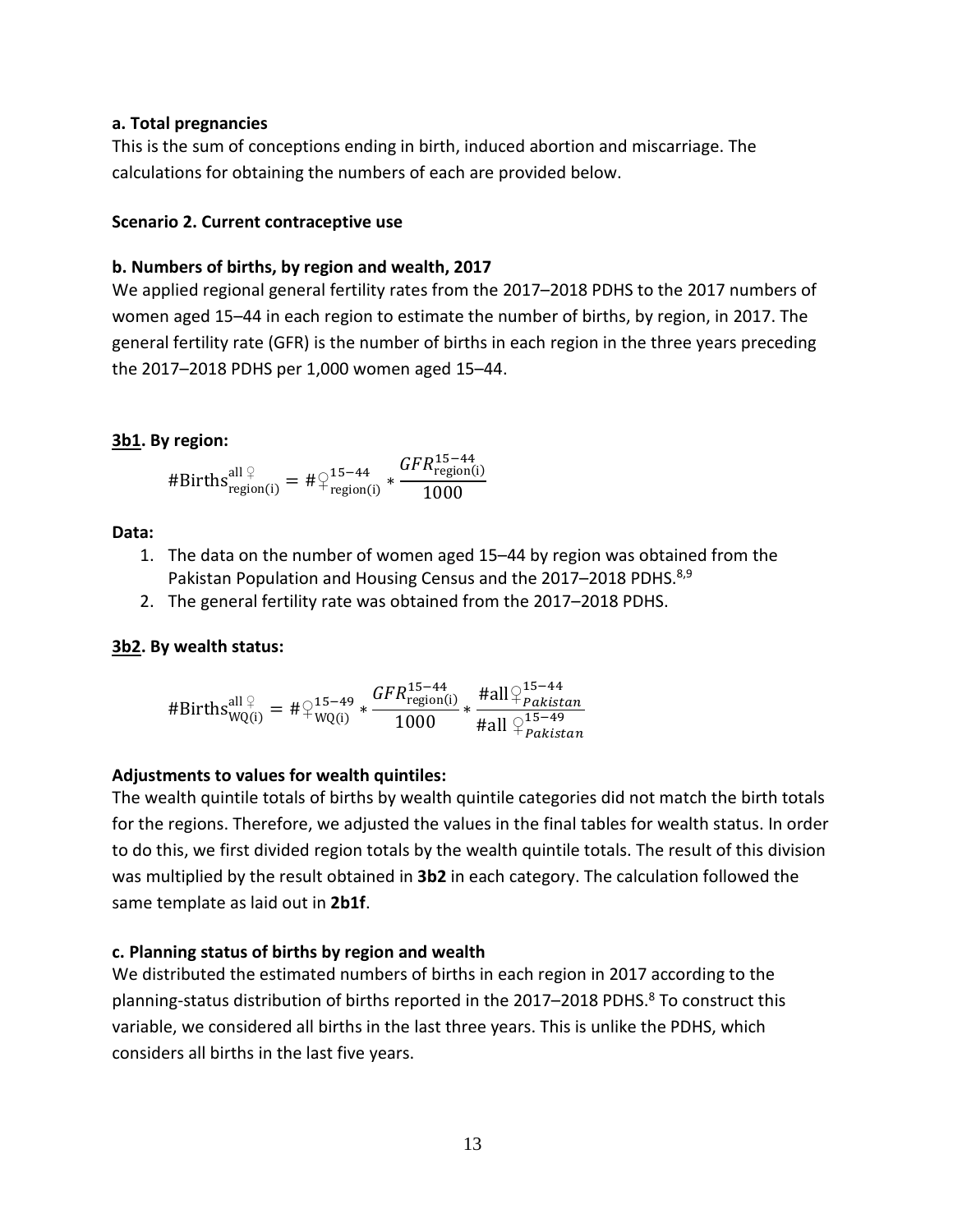**a. Total pregnancies**

This is the sum of conceptions ending in birth, induced abortion and miscarriage. The calculations for obtaining the numbers of each are provided below.

**Scenario 2. Current contraceptive use**

**b. Numbers of births, by region and wealth, 2017**

We applied regional general fertility rates from the 2017–2018 PDHS to the 2017 numbers of women aged 15–44 in each region to estimate the number of births, by region, in 2017. The general fertility rate (GFR) is the number of births in each region in the three years preceding the 2017–2018 PDHS per 1,000 women aged 15–44.

**3b1. By region:**

$$\#\text{Births}_{\text{region(i)}}^{\text{all}\,♀} = \#♀_{\text{region(i)}}^{15-44} * \frac{GFR_{\text{region(i)}}^{15-44}}{1000}$$

**Data:**

1. The data on the number of women aged 15–44 by region was obtained from the Pakistan Population and Housing Census and the 2017–2018 PDHS.[8,9]
2. The general fertility rate was obtained from the 2017–2018 PDHS.

**3b2. By wealth status:**

$$\#\text{Births}_{\text{WQ(i)}}^{\text{all}\,♀} = \#♀_{\text{WQ(i)}}^{15-49} * \frac{GFR_{\text{region(i)}}^{15-44}}{1000} * \frac{\#\text{all}\,♀_{Pakistan}^{15-44}}{\#\text{all}\,♀_{Pakistan}^{15-49}}$$

**Adjustments to values for wealth quintiles:**

The wealth quintile totals of births by wealth quintile categories did not match the birth totals for the regions. Therefore, we adjusted the values in the final tables for wealth status. In order to do this, we first divided region totals by the wealth quintile totals. The result of this division was multiplied by the result obtained in **3b2** in each category. The calculation followed the same template as laid out in **2b1f**.

**c. Planning status of births by region and wealth**

We distributed the estimated numbers of births in each region in 2017 according to the planning-status distribution of births reported in the 2017–2018 PDHS.[8] To construct this variable, we considered all births in the last three years. This is unlike the PDHS, which considers all births in the last five years.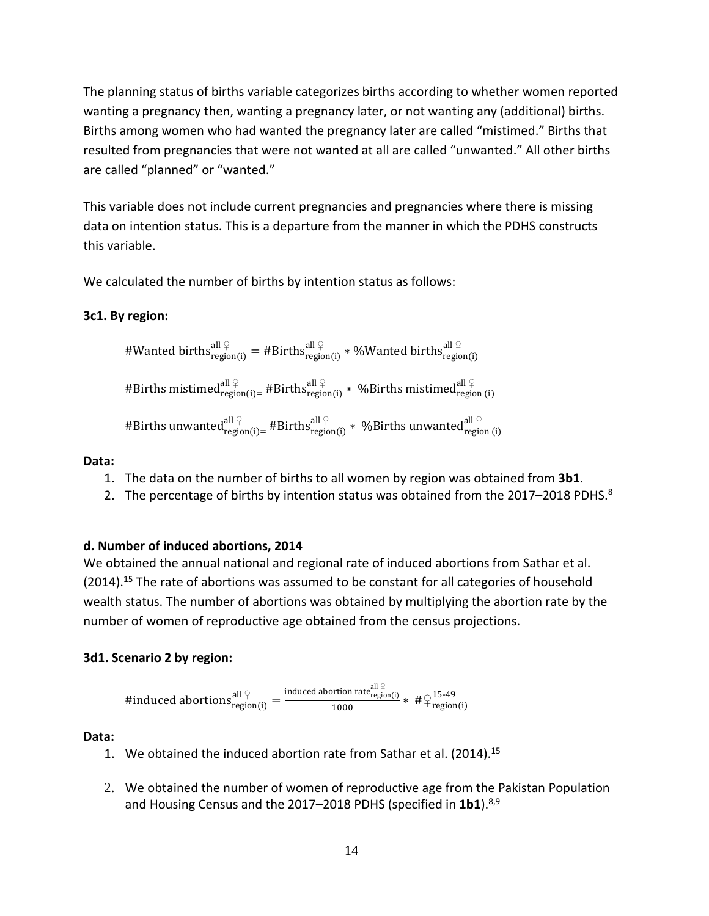The planning status of births variable categorizes births according to whether women reported wanting a pregnancy then, wanting a pregnancy later, or not wanting any (additional) births. Births among women who had wanted the pregnancy later are called "mistimed." Births that resulted from pregnancies that were not wanted at all are called "unwanted." All other births are called "planned" or "wanted."

This variable does not include current pregnancies and pregnancies where there is missing data on intention status. This is a departure from the manner in which the PDHS constructs this variable.

We calculated the number of births by intention status as follows:

### **3c1. By region:**

$$\text{\#Wanted births}_{\text{region(i)}}^{\text{all}\,♀} = \text{\#Births}_{\text{region(i)}}^{\text{all}\,♀} * \text{\%Wanted births}_{\text{region(i)}}^{\text{all}\,♀}$$

$$\text{\#Births mistimed}_{\text{region(i)}}^{\text{all}\,♀} = \text{\#Births}_{\text{region(i)}}^{\text{all}\,♀} * \text{\%Births mistimed}_{\text{region (i)}}^{\text{all}\,♀}$$

$$\text{\#Births unwanted}_{\text{region(i)}}^{\text{all}\,♀} = \text{\#Births}_{\text{region(i)}}^{\text{all}\,♀} * \text{\%Births unwanted}_{\text{region (i)}}^{\text{all}\,♀}$$

**Data:**

1. The data on the number of births to all women by region was obtained from **3b1**.
2. The percentage of births by intention status was obtained from the 2017–2018 PDHS.[8]

### **d. Number of induced abortions, 2014**

We obtained the annual national and regional rate of induced abortions from Sathar et al. (2014).[15] The rate of abortions was assumed to be constant for all categories of household wealth status. The number of abortions was obtained by multiplying the abortion rate by the number of women of reproductive age obtained from the census projections.

### **3d1. Scenario 2 by region:**

$$\text{\#induced abortions}_{\text{region(i)}}^{\text{all}\,♀} = \frac{\text{induced abortion rate}_{\text{region(i)}}^{\text{all}\,♀}}{1000} * \#♀_{\text{region(i)}}^{15\text{-}49}$$

**Data:**

1. We obtained the induced abortion rate from Sathar et al. (2014).[15]
2. We obtained the number of women of reproductive age from the Pakistan Population and Housing Census and the 2017–2018 PDHS (specified in **1b1**).[8,9]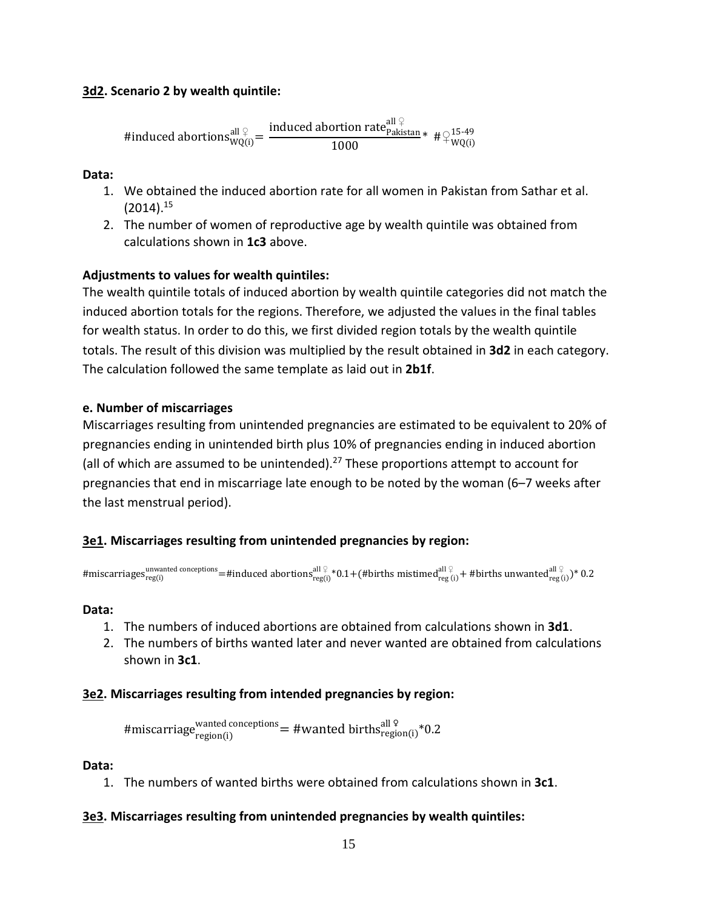**3d2. Scenario 2 by wealth quintile:**

$$\#\text{induced abortions}_{\text{WQ(i)}}^{\text{all ♀}} = \frac{\text{induced abortion rate}_{\text{Pakistan}}^{\text{all ♀}}}{1000} * \#♀_{\text{WQ(i)}}^{15\text{-}49}$$

**Data:**

1. We obtained the induced abortion rate for all women in Pakistan from Sathar et al. (2014).[15]
2. The number of women of reproductive age by wealth quintile was obtained from calculations shown in **1c3** above.

**Adjustments to values for wealth quintiles:**

The wealth quintile totals of induced abortion by wealth quintile categories did not match the induced abortion totals for the regions. Therefore, we adjusted the values in the final tables for wealth status. In order to do this, we first divided region totals by the wealth quintile totals. The result of this division was multiplied by the result obtained in **3d2** in each category. The calculation followed the same template as laid out in **2b1f**.

**e. Number of miscarriages**

Miscarriages resulting from unintended pregnancies are estimated to be equivalent to 20% of pregnancies ending in unintended birth plus 10% of pregnancies ending in induced abortion (all of which are assumed to be unintended).[27] These proportions attempt to account for pregnancies that end in miscarriage late enough to be noted by the woman (6–7 weeks after the last menstrual period).

**3e1. Miscarriages resulting from unintended pregnancies by region:**

$$\#\text{miscarriages}_{\text{reg(i)}}^{\text{unwanted conceptions}} = \#\text{induced abortions}_{\text{reg(i)}}^{\text{all ♀}} * 0.1 + (\#\text{births mistimed}_{\text{reg (i)}}^{\text{all ♀}} + \#\text{births unwanted}_{\text{reg (i)}}^{\text{all ♀}}) * 0.2$$

**Data:**

1. The numbers of induced abortions are obtained from calculations shown in **3d1**.
2. The numbers of births wanted later and never wanted are obtained from calculations shown in **3c1**.

**3e2. Miscarriages resulting from intended pregnancies by region:**

$$\#\text{miscarriage}_{\text{region(i)}}^{\text{wanted conceptions}} = \#\text{wanted births}_{\text{region(i)}}^{\text{all ♀}} * 0.2$$

**Data:**

1. The numbers of wanted births were obtained from calculations shown in **3c1**.

**3e3. Miscarriages resulting from unintended pregnancies by wealth quintiles:**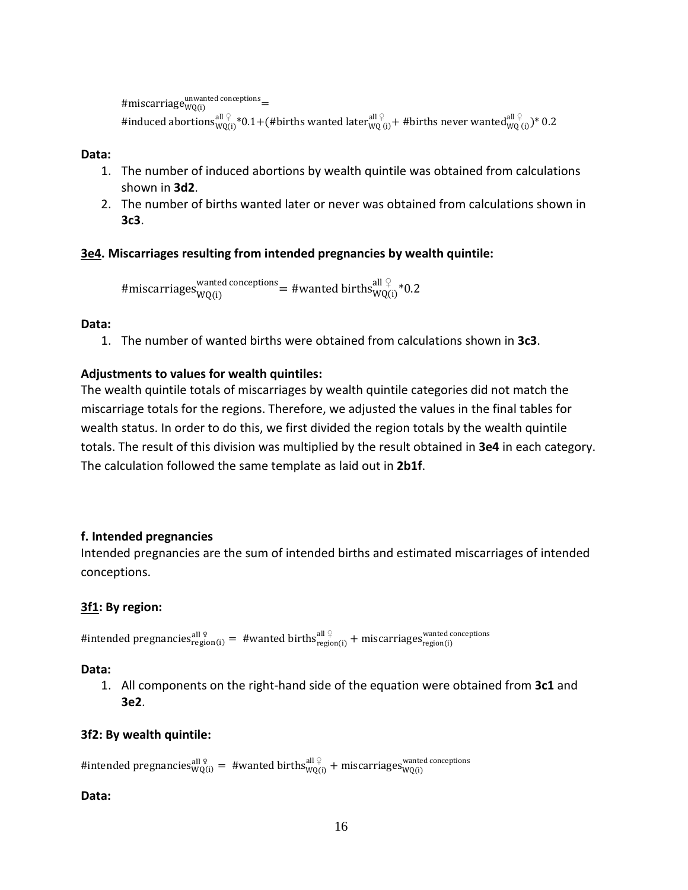$$\#\text{miscarriage}_{\text{WQ(i)}}^{\text{unwanted conceptions}} = \#\text{induced abortions}_{\text{WQ(i)}}^{\text{all } ♀} * 0.1 + (\#\text{births wanted later}_{\text{WQ (i)}}^{\text{all } ♀} + \#\text{births never wanted}_{\text{WQ (i)}}^{\text{all } ♀}) * 0.2$$

**Data:**

1. The number of induced abortions by wealth quintile was obtained from calculations shown in **3d2**.
2. The number of births wanted later or never was obtained from calculations shown in **3c3**.

**3e4. Miscarriages resulting from intended pregnancies by wealth quintile:**

$$\#\text{miscarriages}_{\text{WQ(i)}}^{\text{wanted conceptions}} = \#\text{wanted births}_{\text{WQ(i)}}^{\text{all } ♀} * 0.2$$

**Data:**

1. The number of wanted births were obtained from calculations shown in **3c3**.

**Adjustments to values for wealth quintiles:**

The wealth quintile totals of miscarriages by wealth quintile categories did not match the miscarriage totals for the regions. Therefore, we adjusted the values in the final tables for wealth status. In order to do this, we first divided the region totals by the wealth quintile totals. The result of this division was multiplied by the result obtained in **3e4** in each category. The calculation followed the same template as laid out in **2b1f**.

**f. Intended pregnancies**

Intended pregnancies are the sum of intended births and estimated miscarriages of intended conceptions.

**3f1: By region:**

$$\#\text{intended pregnancies}_{\text{region(i)}}^{\text{all } ♀} = \#\text{wanted births}_{\text{region(i)}}^{\text{all } ♀} + \text{miscarriages}_{\text{region(i)}}^{\text{wanted conceptions}}$$

**Data:**

1. All components on the right-hand side of the equation were obtained from **3c1** and **3e2**.

**3f2: By wealth quintile:**

$$\#\text{intended pregnancies}_{\text{WQ(i)}}^{\text{all } ♀} = \#\text{wanted births}_{\text{WQ(i)}}^{\text{all } ♀} + \text{miscarriages}_{\text{WQ(i)}}^{\text{wanted conceptions}}$$

**Data:**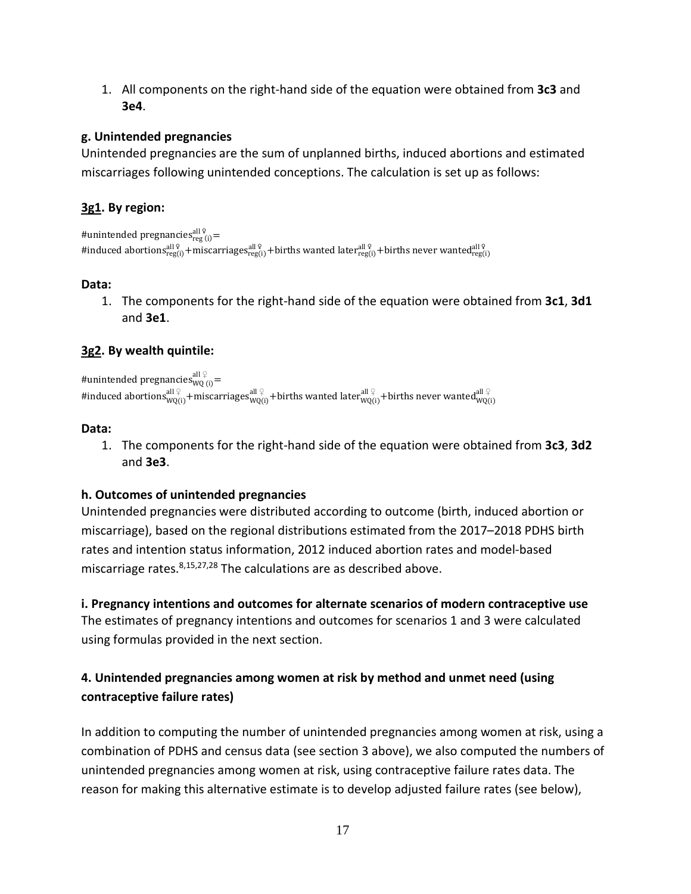1. All components on the right-hand side of the equation were obtained from **3c3** and **3e4**.

**g. Unintended pregnancies**

Unintended pregnancies are the sum of unplanned births, induced abortions and estimated miscarriages following unintended conceptions. The calculation is set up as follows:

**3g1. By region:**

$$\#\text{unintended pregnancies}_{\text{reg (i)}}^{\text{all ♀}} = \#\text{induced abortions}_{\text{reg(i)}}^{\text{all ♀}} + \text{miscarriages}_{\text{reg(i)}}^{\text{all ♀}} + \text{births wanted later}_{\text{reg(i)}}^{\text{all ♀}} + \text{births never wanted}_{\text{reg(i)}}^{\text{all ♀}}$$

**Data:**

1. The components for the right-hand side of the equation were obtained from **3c1**, **3d1** and **3e1**.

**3g2. By wealth quintile:**

$$\#\text{unintended pregnancies}_{\text{WQ (i)}}^{\text{all ♀}} = \#\text{induced abortions}_{\text{WQ(i)}}^{\text{all ♀}} + \text{miscarriages}_{\text{WQ(i)}}^{\text{all ♀}} + \text{births wanted later}_{\text{WQ(i)}}^{\text{all ♀}} + \text{births never wanted}_{\text{WQ(i)}}^{\text{all ♀}}$$

**Data:**

1. The components for the right-hand side of the equation were obtained from **3c3**, **3d2** and **3e3**.

**h. Outcomes of unintended pregnancies**

Unintended pregnancies were distributed according to outcome (birth, induced abortion or miscarriage), based on the regional distributions estimated from the 2017–2018 PDHS birth rates and intention status information, 2012 induced abortion rates and model-based miscarriage rates.[8,15,27,28] The calculations are as described above.

**i. Pregnancy intentions and outcomes for alternate scenarios of modern contraceptive use**

The estimates of pregnancy intentions and outcomes for scenarios 1 and 3 were calculated using formulas provided in the next section.

## 4. Unintended pregnancies among women at risk by method and unmet need (using contraceptive failure rates)

In addition to computing the number of unintended pregnancies among women at risk, using a combination of PDHS and census data (see section 3 above), we also computed the numbers of unintended pregnancies among women at risk, using contraceptive failure rates data. The reason for making this alternative estimate is to develop adjusted failure rates (see below),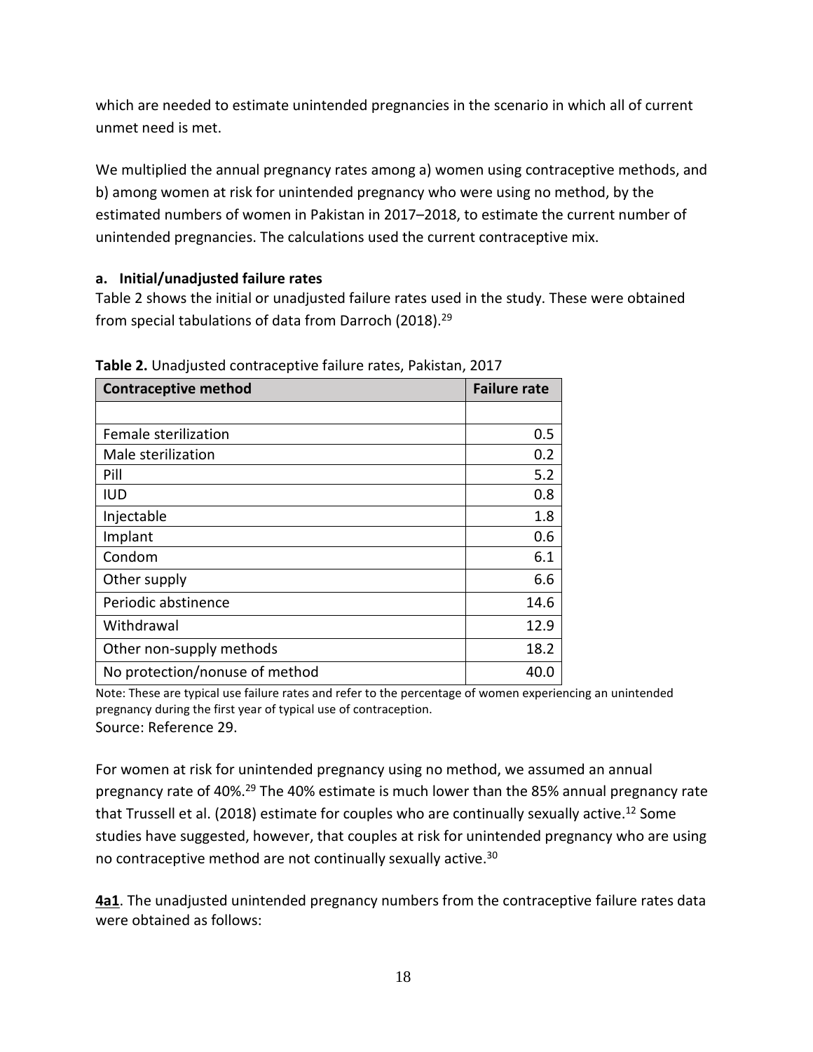which are needed to estimate unintended pregnancies in the scenario in which all of current unmet need is met.

We multiplied the annual pregnancy rates among a) women using contraceptive methods, and b) among women at risk for unintended pregnancy who were using no method, by the estimated numbers of women in Pakistan in 2017–2018, to estimate the current number of unintended pregnancies. The calculations used the current contraceptive mix.

**a. Initial/unadjusted failure rates**

Table 2 shows the initial or unadjusted failure rates used in the study. These were obtained from special tabulations of data from Darroch (2018).[29]

**Table 2.** Unadjusted contraceptive failure rates, Pakistan, 2017

| Contraceptive method | Failure rate |
|---|---|
| | |
| Female sterilization | 0.5 |
| Male sterilization | 0.2 |
| Pill | 5.2 |
| IUD | 0.8 |
| Injectable | 1.8 |
| Implant | 0.6 |
| Condom | 6.1 |
| Other supply | 6.6 |
| Periodic abstinence | 14.6 |
| Withdrawal | 12.9 |
| Other non-supply methods | 18.2 |
| No protection/nonuse of method | 40.0 |

Note: These are typical use failure rates and refer to the percentage of women experiencing an unintended pregnancy during the first year of typical use of contraception.
Source: Reference 29.

For women at risk for unintended pregnancy using no method, we assumed an annual pregnancy rate of 40%.[29] The 40% estimate is much lower than the 85% annual pregnancy rate that Trussell et al. (2018) estimate for couples who are continually sexually active.[12] Some studies have suggested, however, that couples at risk for unintended pregnancy who are using no contraceptive method are not continually sexually active.[30]

**4a1**. The unadjusted unintended pregnancy numbers from the contraceptive failure rates data were obtained as follows: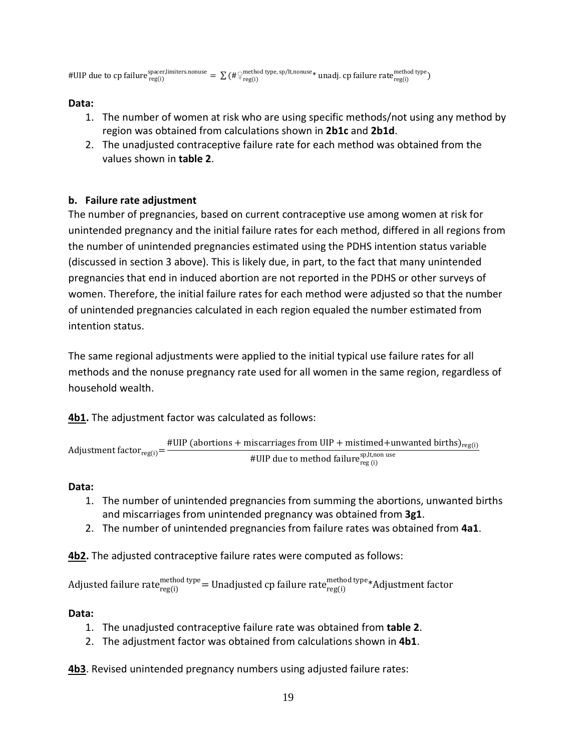$$\#\text{UIP due to cp failure}_{\text{reg(i)}}^{\text{spacer,limiters.nonuse}} = \sum (\#♀_{\text{reg(i)}}^{\text{method type, sp/lt,nonuse}} * \text{unadj. cp failure rate}_{\text{reg(i)}}^{\text{method type}})$$

**Data:**

1. The number of women at risk who are using specific methods/not using any method by region was obtained from calculations shown in **2b1c** and **2b1d**.
2. The unadjusted contraceptive failure rate for each method was obtained from the values shown in **table 2**.

**b. Failure rate adjustment**

The number of pregnancies, based on current contraceptive use among women at risk for unintended pregnancy and the initial failure rates for each method, differed in all regions from the number of unintended pregnancies estimated using the PDHS intention status variable (discussed in section 3 above). This is likely due, in part, to the fact that many unintended pregnancies that end in induced abortion are not reported in the PDHS or other surveys of women. Therefore, the initial failure rates for each method were adjusted so that the number of unintended pregnancies calculated in each region equaled the number estimated from intention status.

The same regional adjustments were applied to the initial typical use failure rates for all methods and the nonuse pregnancy rate used for all women in the same region, regardless of household wealth.

**4b1.** The adjustment factor was calculated as follows:

$$\text{Adjustment factor}_{\text{reg(i)}} = \frac{\#\text{UIP (abortions + miscarriages from UIP + mistimed+unwanted births)}_{\text{reg(i)}}}{\#\text{UIP due to method failure}_{\text{reg (i)}}^{\text{sp,lt,non use}}}$$

**Data:**

1. The number of unintended pregnancies from summing the abortions, unwanted births and miscarriages from unintended pregnancy was obtained from **3g1**.
2. The number of unintended pregnancies from failure rates was obtained from **4a1**.

**4b2.** The adjusted contraceptive failure rates were computed as follows:

$$\text{Adjusted failure rate}_{\text{reg(i)}}^{\text{method type}} = \text{Unadjusted cp failure rate}_{\text{reg(i)}}^{\text{method type}} * \text{Adjustment factor}$$

**Data:**

1. The unadjusted contraceptive failure rate was obtained from **table 2**.
2. The adjustment factor was obtained from calculations shown in **4b1**.

**4b3**. Revised unintended pregnancy numbers using adjusted failure rates: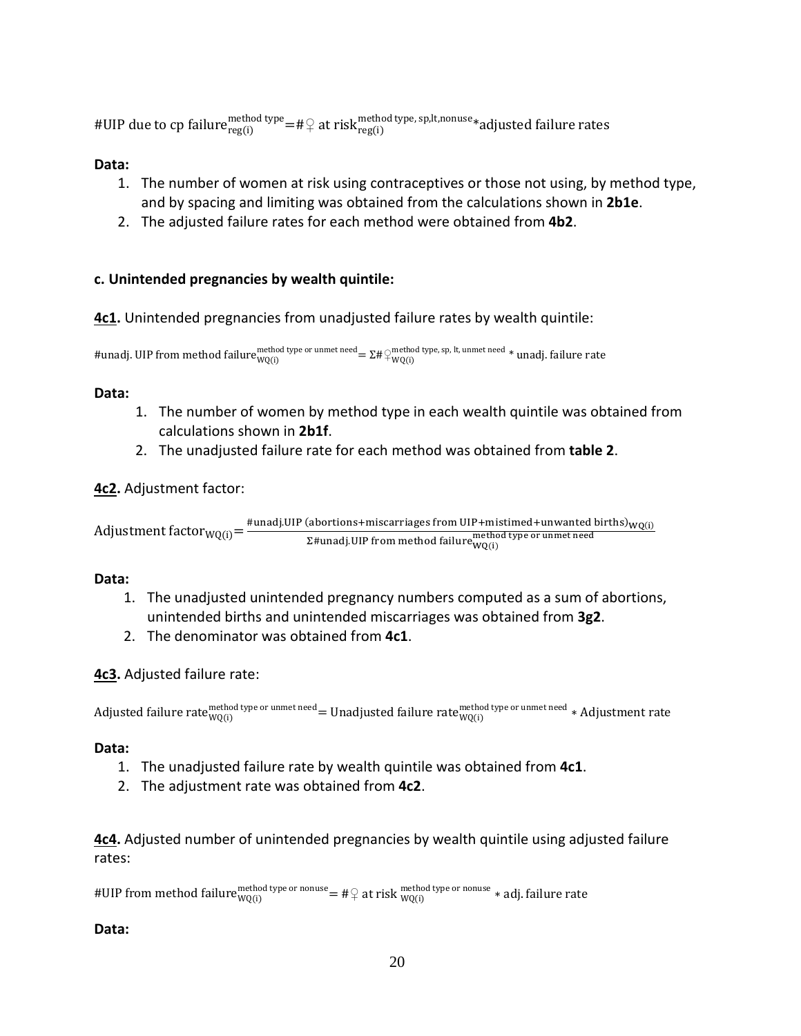$$\#\text{UIP due to cp failure}_{\text{reg(i)}}^{\text{method type}} = \#♀\text{ at risk}_{\text{reg(i)}}^{\text{method type, sp,lt,nonuse}} * \text{adjusted failure rates}$$

**Data:**

1. The number of women at risk using contraceptives or those not using, by method type, and by spacing and limiting was obtained from the calculations shown in **2b1e**.
2. The adjusted failure rates for each method were obtained from **4b2**.

**c. Unintended pregnancies by wealth quintile:**

**4c1.** Unintended pregnancies from unadjusted failure rates by wealth quintile:

$$\#\text{unadj. UIP from method failure}_{\text{WQ(i)}}^{\text{method type or unmet need}} = \Sigma\#♀_{\text{WQ(i)}}^{\text{method type, sp, lt, unmet need}} * \text{unadj. failure rate}$$

**Data:**

1. The number of women by method type in each wealth quintile was obtained from calculations shown in **2b1f**.
2. The unadjusted failure rate for each method was obtained from **table 2**.

**4c2.** Adjustment factor:

$$\text{Adjustment factor}_{\text{WQ(i)}} = \frac{\#\text{unadj.UIP (abortions+miscarriages from UIP+mistimed+unwanted births)}_{\text{WQ(i)}}}{\Sigma\#\text{unadj.UIP from method failure}_{\text{WQ(i)}}^{\text{method type or unmet need}}}$$

**Data:**

1. The unadjusted unintended pregnancy numbers computed as a sum of abortions, unintended births and unintended miscarriages was obtained from **3g2**.
2. The denominator was obtained from **4c1**.

**4c3.** Adjusted failure rate:

$$\text{Adjusted failure rate}_{\text{WQ(i)}}^{\text{method type or unmet need}} = \text{Unadjusted failure rate}_{\text{WQ(i)}}^{\text{method type or unmet need}} * \text{Adjustment rate}$$

**Data:**

1. The unadjusted failure rate by wealth quintile was obtained from **4c1**.
2. The adjustment rate was obtained from **4c2**.

**4c4.** Adjusted number of unintended pregnancies by wealth quintile using adjusted failure rates:

$$\#\text{UIP from method failure}_{\text{WQ(i)}}^{\text{method type or nonuse}} = \#♀\text{ at risk}_{\text{WQ(i)}}^{\text{method type or nonuse}} * \text{adj. failure rate}$$

**Data:**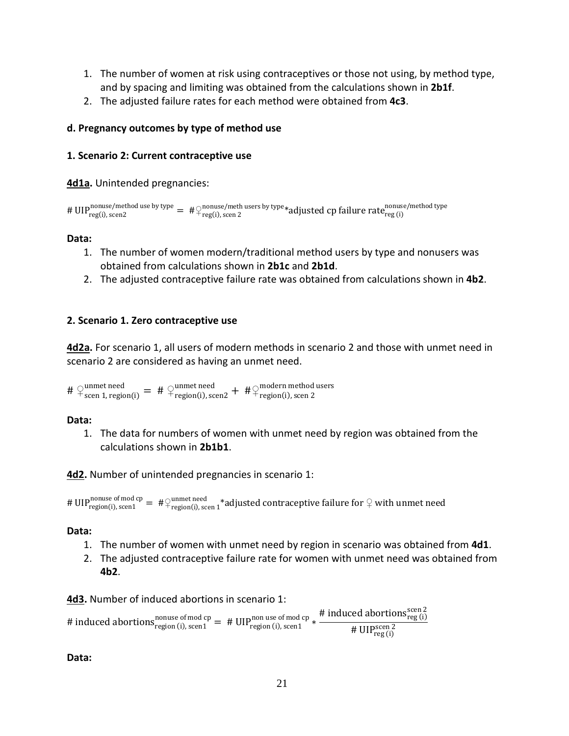1. The number of women at risk using contraceptives or those not using, by method type, and by spacing and limiting was obtained from the calculations shown in **2b1f**.
2. The adjusted failure rates for each method were obtained from **4c3**.

**d. Pregnancy outcomes by type of method use**

**1. Scenario 2: Current contraceptive use**

**4d1a.** Unintended pregnancies:

$$\#\,\mathrm{UIP}_{\mathrm{reg(i),\,scen2}}^{\mathrm{nonuse/method\ use\ by\ type}} = \#\female_{\mathrm{reg(i),\,scen\ 2}}^{\mathrm{nonuse/meth\ users\ by\ type}} * \mathrm{adjusted\ cp\ failure\ rate}_{\mathrm{reg\ (i)}}^{\mathrm{nonuse/method\ type}}$$

**Data:**

1. The number of women modern/traditional method users by type and nonusers was obtained from calculations shown in **2b1c** and **2b1d**.
2. The adjusted contraceptive failure rate was obtained from calculations shown in **4b2**.

**2. Scenario 1. Zero contraceptive use**

**4d2a.** For scenario 1, all users of modern methods in scenario 2 and those with unmet need in scenario 2 are considered as having an unmet need.

$$\#\ \female_{\mathrm{scen\ 1,\,region(i)}}^{\mathrm{unmet\ need}} = \#\ \female_{\mathrm{region(i),\,scen2}}^{\mathrm{unmet\ need}} + \#\female_{\mathrm{region(i),\,scen\ 2}}^{\mathrm{modern\ method\ users}}$$

**Data:**

1. The data for numbers of women with unmet need by region was obtained from the calculations shown in **2b1b1**.

**4d2.** Number of unintended pregnancies in scenario 1:

$$\#\,\mathrm{UIP}_{\mathrm{region(i),\,scen1}}^{\mathrm{nonuse\ of\ mod\ cp}} = \#\female_{\mathrm{region(i),\,scen\ 1}}^{\mathrm{unmet\ need}} * \mathrm{adjusted\ contraceptive\ failure\ for\ } \female \mathrm{\ with\ unmet\ need}$$

**Data:**

1. The number of women with unmet need by region in scenario was obtained from **4d1**.
2. The adjusted contraceptive failure rate for women with unmet need was obtained from **4b2**.

**4d3.** Number of induced abortions in scenario 1:

$$\#\ \mathrm{induced\ abortions}_{\mathrm{region\ (i),\,scen1}}^{\mathrm{nonuse\ of\ mod\ cp}} = \#\ \mathrm{UIP}_{\mathrm{region\ (i),\,scen1}}^{\mathrm{non\ use\ of\ mod\ cp}} * \frac{\#\ \mathrm{induced\ abortions}_{\mathrm{reg\ (i)}}^{\mathrm{scen\ 2}}}{\#\ \mathrm{UIP}_{\mathrm{reg\ (i)}}^{\mathrm{scen\ 2}}}$$

**Data:**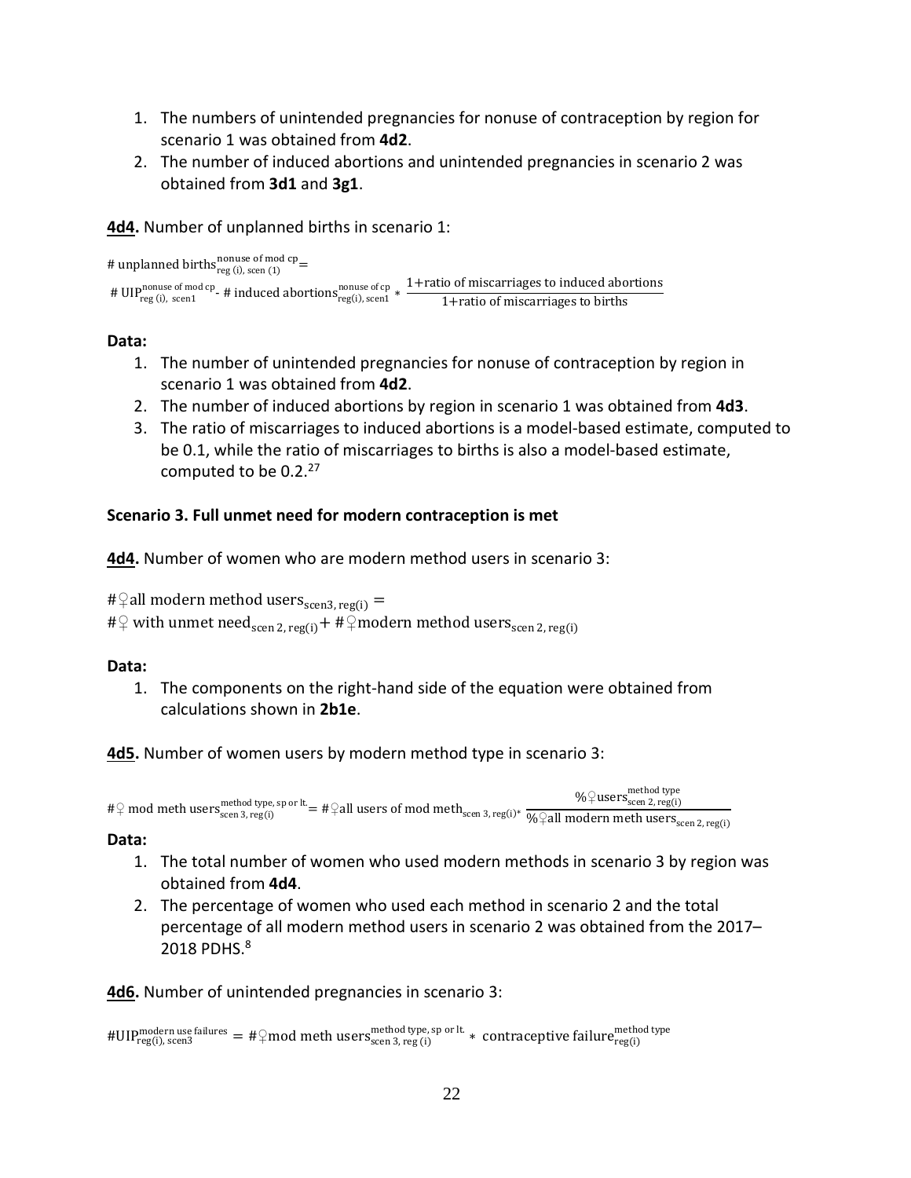1. The numbers of unintended pregnancies for nonuse of contraception by region for scenario 1 was obtained from **4d2**.
2. The number of induced abortions and unintended pregnancies in scenario 2 was obtained from **3d1** and **3g1**.

**4d4.** Number of unplanned births in scenario 1:

$$\#\text{ unplanned births}_{\text{reg (i), scen (1)}}^{\text{nonuse of mod cp}} =$$
$$\#\text{ UIP}_{\text{reg (i), scen1}}^{\text{nonuse of mod cp}} - \#\text{ induced abortions}_{\text{reg(i), scen1}}^{\text{nonuse of cp}} * \frac{1+\text{ratio of miscarriages to induced abortions}}{1+\text{ratio of miscarriages to births}}$$

**Data:**

1. The number of unintended pregnancies for nonuse of contraception by region in scenario 1 was obtained from **4d2**.
2. The number of induced abortions by region in scenario 1 was obtained from **4d3**.
3. The ratio of miscarriages to induced abortions is a model-based estimate, computed to be 0.1, while the ratio of miscarriages to births is also a model-based estimate, computed to be 0.2.[27]

**Scenario 3. Full unmet need for modern contraception is met**

**4d4.** Number of women who are modern method users in scenario 3:

$$\#♀\text{all modern method users}_{\text{scen3, reg(i)}} =$$
$$\#♀\text{ with unmet need}_{\text{scen 2, reg(i)}} + \#♀\text{modern method users}_{\text{scen 2, reg(i)}}$$

**Data:**

1. The components on the right-hand side of the equation were obtained from calculations shown in **2b1e**.

**4d5.** Number of women users by modern method type in scenario 3:

$$\#♀\text{ mod meth users}_{\text{scen 3, reg(i)}}^{\text{method type, sp or lt.}} = \#♀\text{all users of mod meth}_{\text{scen 3, reg(i)}} * \frac{\%♀\text{users}_{\text{scen 2, reg(i)}}^{\text{method type}}}{\%♀\text{all modern meth users}_{\text{scen 2, reg(i)}}}$$

**Data:**

1. The total number of women who used modern methods in scenario 3 by region was obtained from **4d4**.
2. The percentage of women who used each method in scenario 2 and the total percentage of all modern method users in scenario 2 was obtained from the 2017–2018 PDHS.[8]

**4d6.** Number of unintended pregnancies in scenario 3:

$$\#\text{UIP}_{\text{reg(i), scen3}}^{\text{modern use failures}} = \#♀\text{mod meth users}_{\text{scen 3, reg (i)}}^{\text{method type, sp or lt.}} * \text{ contraceptive failure}_{\text{reg(i)}}^{\text{method type}}$$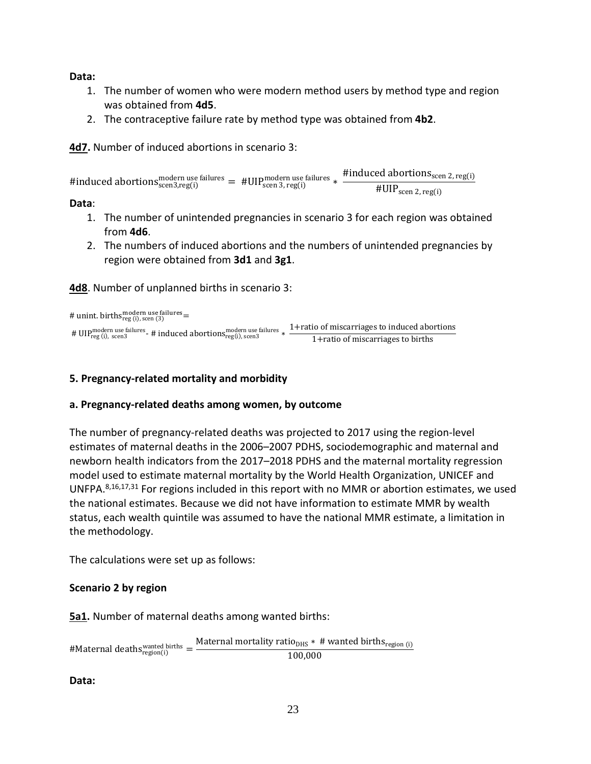**Data:**

1. The number of women who were modern method users by method type and region was obtained from **4d5**.
2. The contraceptive failure rate by method type was obtained from **4b2**.

**4d7.** Number of induced abortions in scenario 3:

$$\#\text{induced abortions}_{\text{scen3,reg(i)}}^{\text{modern use failures}} = \#\text{UIP}_{\text{scen 3, reg(i)}}^{\text{modern use failures}} * \frac{\#\text{induced abortions}_{\text{scen 2, reg(i)}}}{\#\text{UIP}_{\text{scen 2, reg(i)}}}$$

**Data**:

1. The number of unintended pregnancies in scenario 3 for each region was obtained from **4d6**.
2. The numbers of induced abortions and the numbers of unintended pregnancies by region were obtained from **3d1** and **3g1**.

**4d8**. Number of unplanned births in scenario 3:

$$\#\text{ unint. births}_{\text{reg (i), scen (3)}}^{\text{modern use failures}} =$$
$$\#\text{ UIP}_{\text{reg (i), scen3}}^{\text{modern use failures}} - \#\text{ induced abortions}_{\text{reg(i), scen3}}^{\text{modern use failures}} * \frac{1+\text{ratio of miscarriages to induced abortions}}{1+\text{ratio of miscarriages to births}}$$

**5. Pregnancy-related mortality and morbidity**

**a. Pregnancy-related deaths among women, by outcome**

The number of pregnancy-related deaths was projected to 2017 using the region-level estimates of maternal deaths in the 2006–2007 PDHS, sociodemographic and maternal and newborn health indicators from the 2017–2018 PDHS and the maternal mortality regression model used to estimate maternal mortality by the World Health Organization, UNICEF and UNFPA.[8,16,17,31] For regions included in this report with no MMR or abortion estimates, we used the national estimates. Because we did not have information to estimate MMR by wealth status, each wealth quintile was assumed to have the national MMR estimate, a limitation in the methodology.

The calculations were set up as follows:

**Scenario 2 by region**

**5a1.** Number of maternal deaths among wanted births:

$$\#\text{Maternal deaths}_{\text{region(i)}}^{\text{wanted births}} = \frac{\text{Maternal mortality ratio}_{\text{DHS}} * \#\text{ wanted births}_{\text{region (i)}}}{100{,}000}$$

**Data:**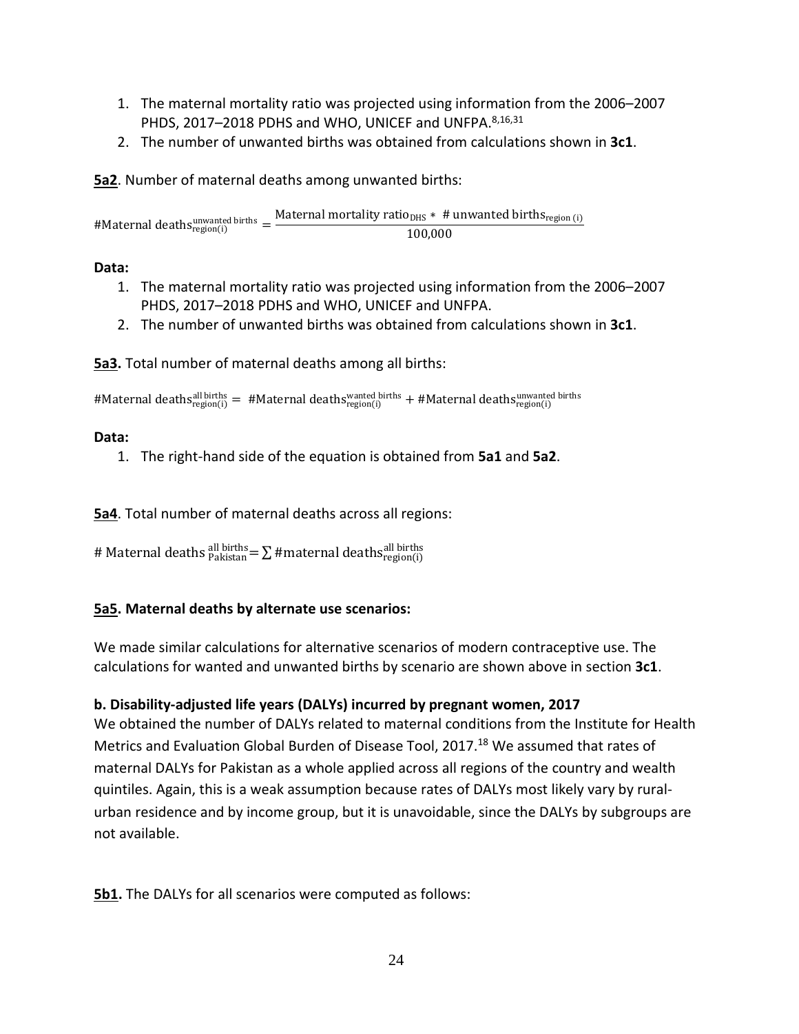1. The maternal mortality ratio was projected using information from the 2006–2007 PHDS, 2017–2018 PDHS and WHO, UNICEF and UNFPA.[8,16,31]
2. The number of unwanted births was obtained from calculations shown in **3c1**.

**5a2**. Number of maternal deaths among unwanted births:

$$\#\text{Maternal deaths}_{\text{region(i)}}^{\text{unwanted births}} = \frac{\text{Maternal mortality ratio}_{\text{DHS}} * \ \#\text{ unwanted births}_{\text{region (i)}}}{100{,}000}$$

**Data:**

1. The maternal mortality ratio was projected using information from the 2006–2007 PHDS, 2017–2018 PDHS and WHO, UNICEF and UNFPA.
2. The number of unwanted births was obtained from calculations shown in **3c1**.

**5a3.** Total number of maternal deaths among all births:

$$\#\text{Maternal deaths}_{\text{region(i)}}^{\text{all births}} = \ \#\text{Maternal deaths}_{\text{region(i)}}^{\text{wanted births}} + \#\text{Maternal deaths}_{\text{region(i)}}^{\text{unwanted births}}$$

**Data:**

1. The right-hand side of the equation is obtained from **5a1** and **5a2**.

**5a4**. Total number of maternal deaths across all regions:

$$\#\text{ Maternal deaths}_{\text{Pakistan}}^{\text{all births}} = \sum \#\text{maternal deaths}_{\text{region(i)}}^{\text{all births}}$$

**5a5. Maternal deaths by alternate use scenarios:**

We made similar calculations for alternative scenarios of modern contraceptive use. The calculations for wanted and unwanted births by scenario are shown above in section **3c1**.

**b. Disability-adjusted life years (DALYs) incurred by pregnant women, 2017**

We obtained the number of DALYs related to maternal conditions from the Institute for Health Metrics and Evaluation Global Burden of Disease Tool, 2017.[18] We assumed that rates of maternal DALYs for Pakistan as a whole applied across all regions of the country and wealth quintiles. Again, this is a weak assumption because rates of DALYs most likely vary by rural-urban residence and by income group, but it is unavoidable, since the DALYs by subgroups are not available.

**5b1.** The DALYs for all scenarios were computed as follows: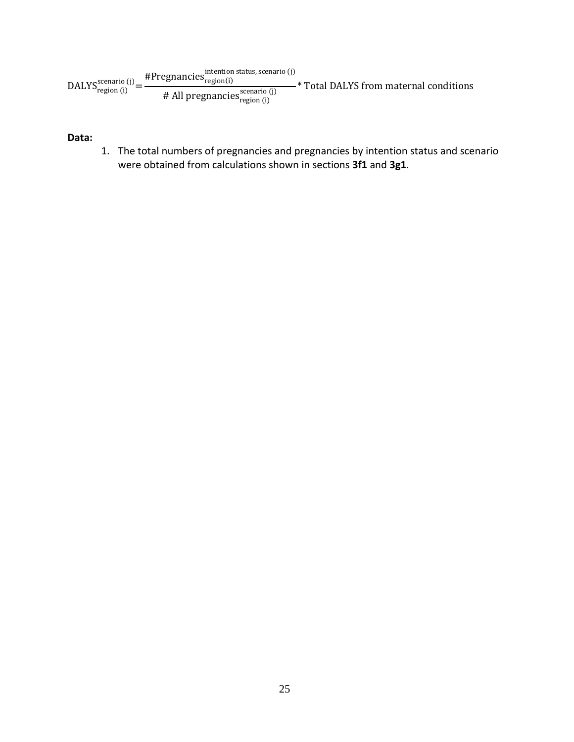$$\text{DALYS}_{\text{region (i)}}^{\text{scenario (j)}} = \frac{\#\text{Pregnancies}_{\text{region(i)}}^{\text{intention status, scenario (j)}}}{\#\text{ All pregnancies}_{\text{region (i)}}^{\text{scenario (j)}}} * \text{Total DALYS from maternal conditions}$$

**Data:**

1. The total numbers of pregnancies and pregnancies by intention status and scenario were obtained from calculations shown in sections **3f1** and **3g1**.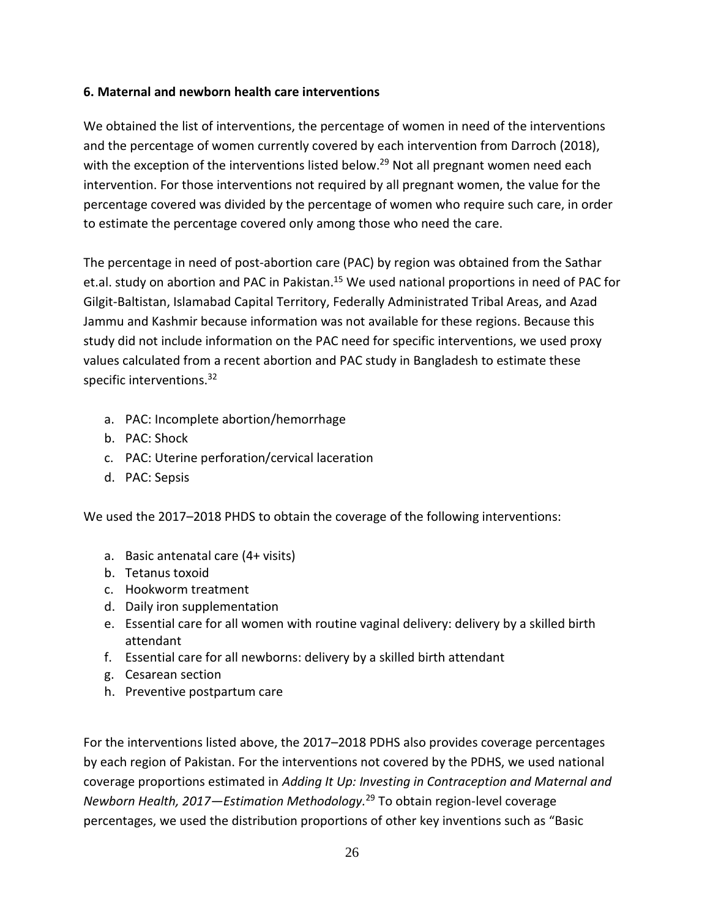**6. Maternal and newborn health care interventions**

We obtained the list of interventions, the percentage of women in need of the interventions and the percentage of women currently covered by each intervention from Darroch (2018), with the exception of the interventions listed below.[29] Not all pregnant women need each intervention. For those interventions not required by all pregnant women, the value for the percentage covered was divided by the percentage of women who require such care, in order to estimate the percentage covered only among those who need the care.

The percentage in need of post-abortion care (PAC) by region was obtained from the Sathar et.al. study on abortion and PAC in Pakistan.[15] We used national proportions in need of PAC for Gilgit-Baltistan, Islamabad Capital Territory, Federally Administrated Tribal Areas, and Azad Jammu and Kashmir because information was not available for these regions. Because this study did not include information on the PAC need for specific interventions, we used proxy values calculated from a recent abortion and PAC study in Bangladesh to estimate these specific interventions.[32]

a. PAC: Incomplete abortion/hemorrhage
b. PAC: Shock
c. PAC: Uterine perforation/cervical laceration
d. PAC: Sepsis

We used the 2017–2018 PHDS to obtain the coverage of the following interventions:

a. Basic antenatal care (4+ visits)
b. Tetanus toxoid
c. Hookworm treatment
d. Daily iron supplementation
e. Essential care for all women with routine vaginal delivery: delivery by a skilled birth attendant
f. Essential care for all newborns: delivery by a skilled birth attendant
g. Cesarean section
h. Preventive postpartum care

For the interventions listed above, the 2017–2018 PDHS also provides coverage percentages by each region of Pakistan. For the interventions not covered by the PDHS, we used national coverage proportions estimated in *Adding It Up: Investing in Contraception and Maternal and Newborn Health, 2017—Estimation Methodology*.[29] To obtain region-level coverage percentages, we used the distribution proportions of other key inventions such as "Basic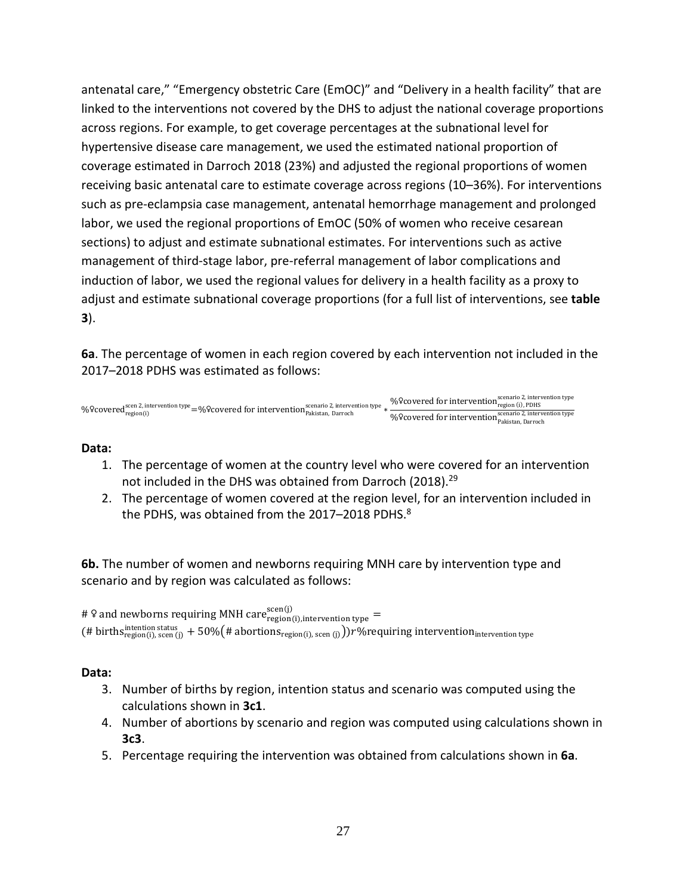antenatal care," "Emergency obstetric Care (EmOC)" and "Delivery in a health facility" that are linked to the interventions not covered by the DHS to adjust the national coverage proportions across regions. For example, to get coverage percentages at the subnational level for hypertensive disease care management, we used the estimated national proportion of coverage estimated in Darroch 2018 (23%) and adjusted the regional proportions of women receiving basic antenatal care to estimate coverage across regions (10–36%). For interventions such as pre-eclampsia case management, antenatal hemorrhage management and prolonged labor, we used the regional proportions of EmOC (50% of women who receive cesarean sections) to adjust and estimate subnational estimates. For interventions such as active management of third-stage labor, pre-referral management of labor complications and induction of labor, we used the regional values for delivery in a health facility as a proxy to adjust and estimate subnational coverage proportions (for a full list of interventions, see **table 3**).

**6a**. The percentage of women in each region covered by each intervention not included in the 2017–2018 PDHS was estimated as follows:

$$\%♀\text{covered}_{\text{region(i)}}^{\text{scen 2, intervention type}} = \%♀\text{covered for intervention}_{\text{Pakistan, Darroch}}^{\text{scenario 2, intervention type}} * \frac{\%♀\text{covered for intervention}_{\text{region (i), PDHS}}^{\text{scenario 2, intervention type}}}{\%♀\text{covered for intervention}_{\text{Pakistan, Darroch}}^{\text{scenario 2, intervention type}}}$$

**Data:**

1. The percentage of women at the country level who were covered for an intervention not included in the DHS was obtained from Darroch (2018).[29]
2. The percentage of women covered at the region level, for an intervention included in the PDHS, was obtained from the 2017–2018 PDHS.[8]

**6b.** The number of women and newborns requiring MNH care by intervention type and scenario and by region was calculated as follows:

$$\#\,♀\text{ and newborns requiring MNH care}_{\text{region(i),intervention type}}^{\text{scen(j)}} =$$
$$(\#\text{ births}_{\text{region(i), scen (j)}}^{\text{intention status}} + 50\%(\#\text{ abortions}_{\text{region(i), scen (j)}}))r\%\text{requiring intervention}_{\text{intervention type}}$$

**Data:**

3. Number of births by region, intention status and scenario was computed using the calculations shown in **3c1**.
4. Number of abortions by scenario and region was computed using calculations shown in **3c3**.
5. Percentage requiring the intervention was obtained from calculations shown in **6a**.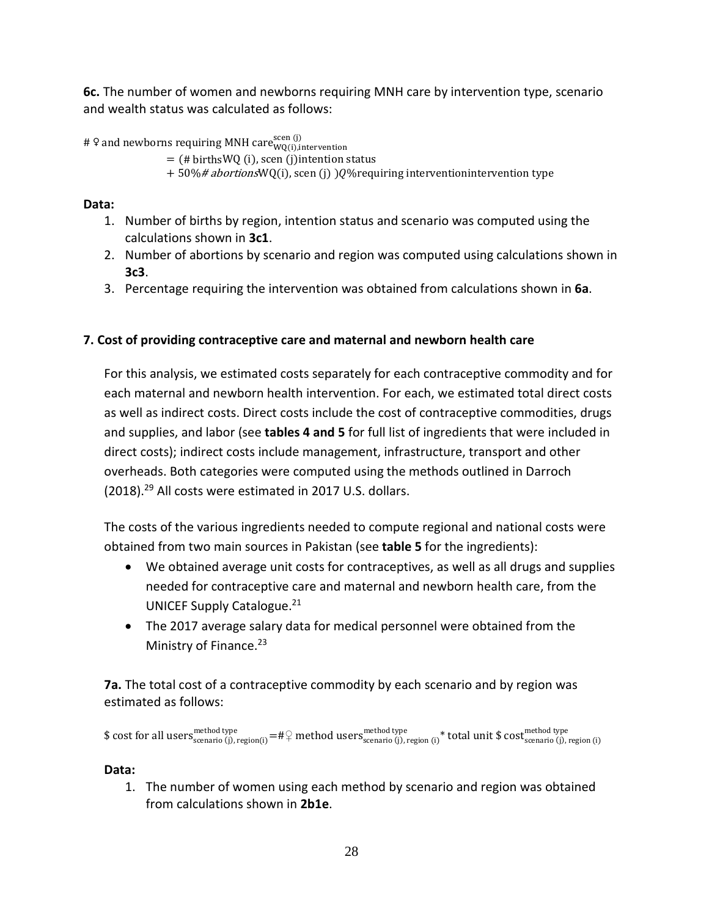**6c.** The number of women and newborns requiring MNH care by intervention type, scenario and wealth status was calculated as follows:

$$\# \text{♀ and newborns requiring MNH care}^{\text{scen (j)}}_{\text{WQ(i),intervention}} = (\#\,\text{births}\,\text{WQ (i), scen (j)intention status} + 50\%\,\#\,abortions\text{WQ(i), scen (j)})Q\%\text{requiring intervention}\text{intervention type}$$

**Data:**

1. Number of births by region, intention status and scenario was computed using the calculations shown in **3c1**.
2. Number of abortions by scenario and region was computed using calculations shown in **3c3**.
3. Percentage requiring the intervention was obtained from calculations shown in **6a**.

**7. Cost of providing contraceptive care and maternal and newborn health care**

For this analysis, we estimated costs separately for each contraceptive commodity and for each maternal and newborn health intervention. For each, we estimated total direct costs as well as indirect costs. Direct costs include the cost of contraceptive commodities, drugs and supplies, and labor (see **tables 4 and 5** for full list of ingredients that were included in direct costs); indirect costs include management, infrastructure, transport and other overheads. Both categories were computed using the methods outlined in Darroch (2018).[29] All costs were estimated in 2017 U.S. dollars.

The costs of the various ingredients needed to compute regional and national costs were obtained from two main sources in Pakistan (see **table 5** for the ingredients):

- We obtained average unit costs for contraceptives, as well as all drugs and supplies needed for contraceptive care and maternal and newborn health care, from the UNICEF Supply Catalogue.[21]
- The 2017 average salary data for medical personnel were obtained from the Ministry of Finance.[23]

**7a.** The total cost of a contraceptive commodity by each scenario and by region was estimated as follows:

$$\$\,\text{cost for all users}^{\text{method type}}_{\text{scenario (j), region(i)}} = \#\text{♀ method users}^{\text{method type}}_{\text{scenario (j), region (i)}} * \text{total unit \$ cost}^{\text{method type}}_{\text{scenario (j), region (i)}}$$

**Data:**

1. The number of women using each method by scenario and region was obtained from calculations shown in **2b1e**.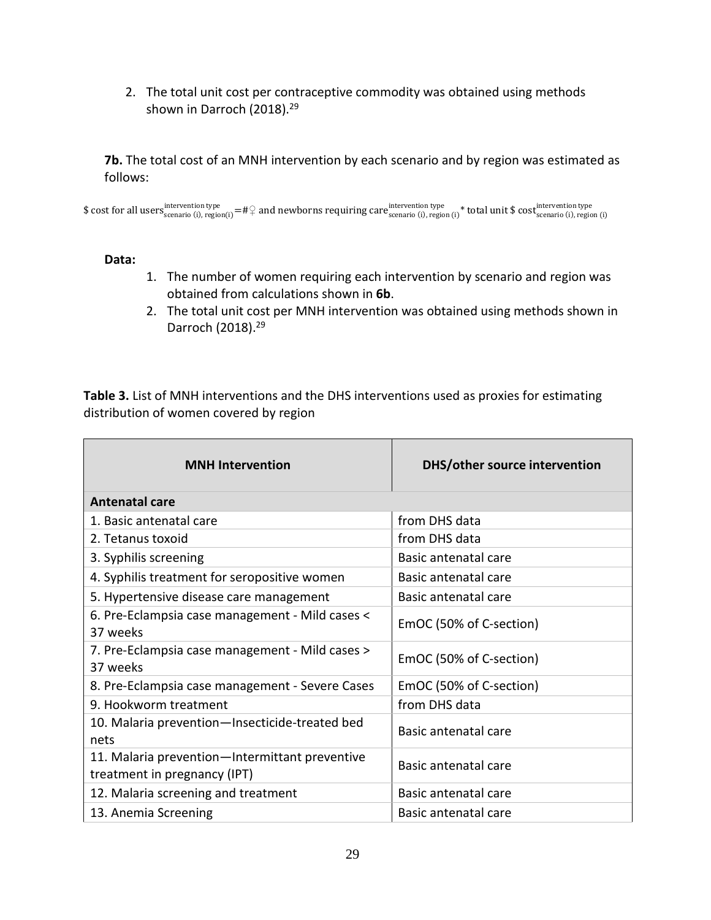2. The total unit cost per contraceptive commodity was obtained using methods shown in Darroch (2018).[29]

**7b.** The total cost of an MNH intervention by each scenario and by region was estimated as follows:

$$\$\text{ cost for all users}_{\text{scenario (i), region(i)}}^{\text{intervention type}} = \#♀ \text{ and newborns requiring care}_{\text{scenario (i), region (i)}}^{\text{intervention type}} * \text{total unit \$ cost}_{\text{scenario (i), region (i)}}^{\text{intervention type}}$$

**Data:**

1. The number of women requiring each intervention by scenario and region was obtained from calculations shown in **6b**.
2. The total unit cost per MNH intervention was obtained using methods shown in Darroch (2018).[29]

**Table 3.** List of MNH interventions and the DHS interventions used as proxies for estimating distribution of women covered by region

| MNH Intervention | DHS/other source intervention |
|---|---|
| **Antenatal care** | |
| 1. Basic antenatal care | from DHS data |
| 2. Tetanus toxoid | from DHS data |
| 3. Syphilis screening | Basic antenatal care |
| 4. Syphilis treatment for seropositive women | Basic antenatal care |
| 5. Hypertensive disease care management | Basic antenatal care |
| 6. Pre-Eclampsia case management - Mild cases < 37 weeks | EmOC (50% of C-section) |
| 7. Pre-Eclampsia case management - Mild cases > 37 weeks | EmOC (50% of C-section) |
| 8. Pre-Eclampsia case management - Severe Cases | EmOC (50% of C-section) |
| 9. Hookworm treatment | from DHS data |
| 10. Malaria prevention—Insecticide-treated bed nets | Basic antenatal care |
| 11. Malaria prevention—Intermittant preventive treatment in pregnancy (IPT) | Basic antenatal care |
| 12. Malaria screening and treatment | Basic antenatal care |
| 13. Anemia Screening | Basic antenatal care |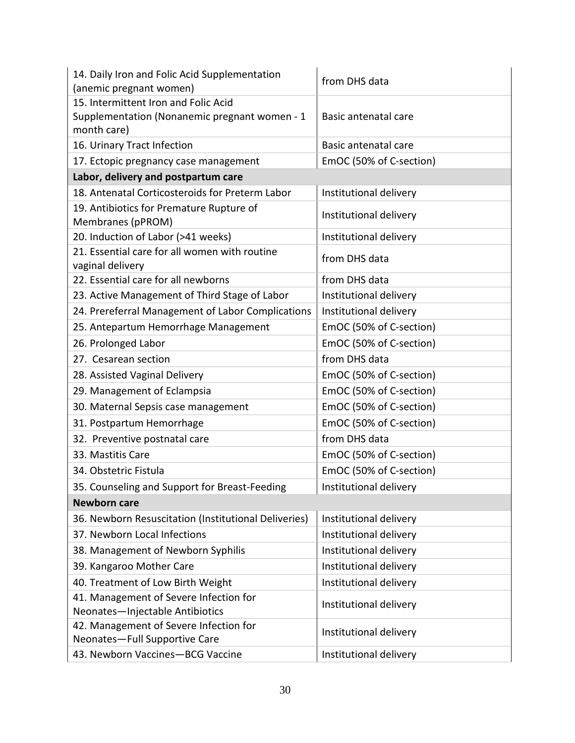| | |
|---|---|
| 14. Daily Iron and Folic Acid Supplementation (anemic pregnant women) | from DHS data |
| 15. Intermittent Iron and Folic Acid Supplementation (Nonanemic pregnant women - 1 month care) | Basic antenatal care |
| 16. Urinary Tract Infection | Basic antenatal care |
| 17. Ectopic pregnancy case management | EmOC (50% of C-section) |
| **Labor, delivery and postpartum care** | |
| 18. Antenatal Corticosteroids for Preterm Labor | Institutional delivery |
| 19. Antibiotics for Premature Rupture of Membranes (pPROM) | Institutional delivery |
| 20. Induction of Labor (>41 weeks) | Institutional delivery |
| 21. Essential care for all women with routine vaginal delivery | from DHS data |
| 22. Essential care for all newborns | from DHS data |
| 23. Active Management of Third Stage of Labor | Institutional delivery |
| 24. Prereferral Management of Labor Complications | Institutional delivery |
| 25. Antepartum Hemorrhage Management | EmOC (50% of C-section) |
| 26. Prolonged Labor | EmOC (50% of C-section) |
| 27. Cesarean section | from DHS data |
| 28. Assisted Vaginal Delivery | EmOC (50% of C-section) |
| 29. Management of Eclampsia | EmOC (50% of C-section) |
| 30. Maternal Sepsis case management | EmOC (50% of C-section) |
| 31. Postpartum Hemorrhage | EmOC (50% of C-section) |
| 32. Preventive postnatal care | from DHS data |
| 33. Mastitis Care | EmOC (50% of C-section) |
| 34. Obstetric Fistula | EmOC (50% of C-section) |
| 35. Counseling and Support for Breast-Feeding | Institutional delivery |
| **Newborn care** | |
| 36. Newborn Resuscitation (Institutional Deliveries) | Institutional delivery |
| 37. Newborn Local Infections | Institutional delivery |
| 38. Management of Newborn Syphilis | Institutional delivery |
| 39. Kangaroo Mother Care | Institutional delivery |
| 40. Treatment of Low Birth Weight | Institutional delivery |
| 41. Management of Severe Infection for Neonates—Injectable Antibiotics | Institutional delivery |
| 42. Management of Severe Infection for Neonates—Full Supportive Care | Institutional delivery |
| 43. Newborn Vaccines—BCG Vaccine | Institutional delivery |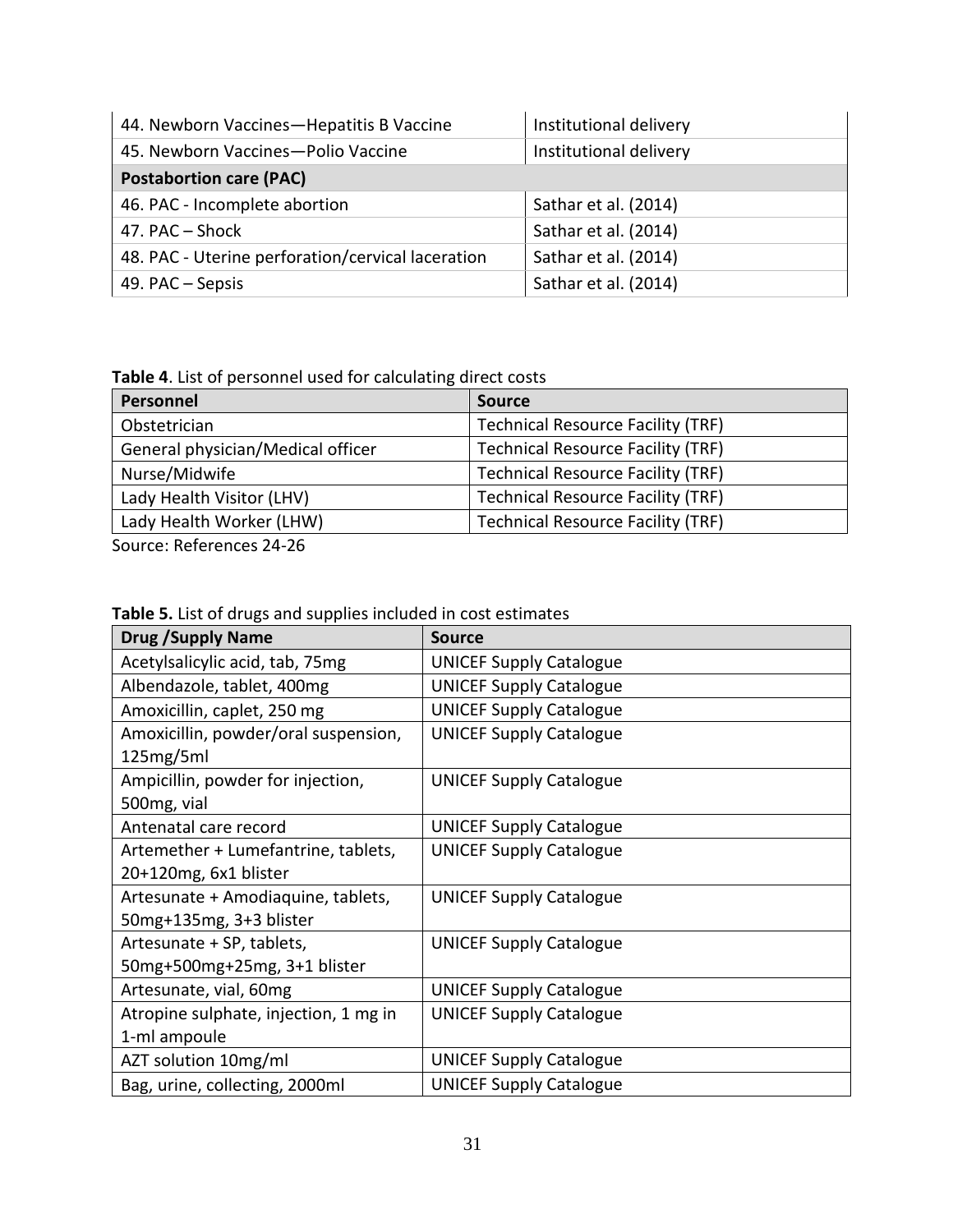| | |
|---|---|
| 44. Newborn Vaccines—Hepatitis B Vaccine | Institutional delivery |
| 45. Newborn Vaccines—Polio Vaccine | Institutional delivery |
| **Postabortion care (PAC)** | |
| 46. PAC - Incomplete abortion | Sathar et al. (2014) |
| 47. PAC – Shock | Sathar et al. (2014) |
| 48. PAC - Uterine perforation/cervical laceration | Sathar et al. (2014) |
| 49. PAC – Sepsis | Sathar et al. (2014) |

**Table 4**. List of personnel used for calculating direct costs

| Personnel | Source |
|---|---|
| Obstetrician | Technical Resource Facility (TRF) |
| General physician/Medical officer | Technical Resource Facility (TRF) |
| Nurse/Midwife | Technical Resource Facility (TRF) |
| Lady Health Visitor (LHV) | Technical Resource Facility (TRF) |
| Lady Health Worker (LHW) | Technical Resource Facility (TRF) |

Source: References 24-26

**Table 5.** List of drugs and supplies included in cost estimates

| Drug /Supply Name | Source |
|---|---|
| Acetylsalicylic acid, tab, 75mg | UNICEF Supply Catalogue |
| Albendazole, tablet, 400mg | UNICEF Supply Catalogue |
| Amoxicillin, caplet, 250 mg | UNICEF Supply Catalogue |
| Amoxicillin, powder/oral suspension, 125mg/5ml | UNICEF Supply Catalogue |
| Ampicillin, powder for injection, 500mg, vial | UNICEF Supply Catalogue |
| Antenatal care record | UNICEF Supply Catalogue |
| Artemether + Lumefantrine, tablets, 20+120mg, 6x1 blister | UNICEF Supply Catalogue |
| Artesunate + Amodiaquine, tablets, 50mg+135mg, 3+3 blister | UNICEF Supply Catalogue |
| Artesunate + SP, tablets, 50mg+500mg+25mg, 3+1 blister | UNICEF Supply Catalogue |
| Artesunate, vial, 60mg | UNICEF Supply Catalogue |
| Atropine sulphate, injection, 1 mg in 1-ml ampoule | UNICEF Supply Catalogue |
| AZT solution 10mg/ml | UNICEF Supply Catalogue |
| Bag, urine, collecting, 2000ml | UNICEF Supply Catalogue |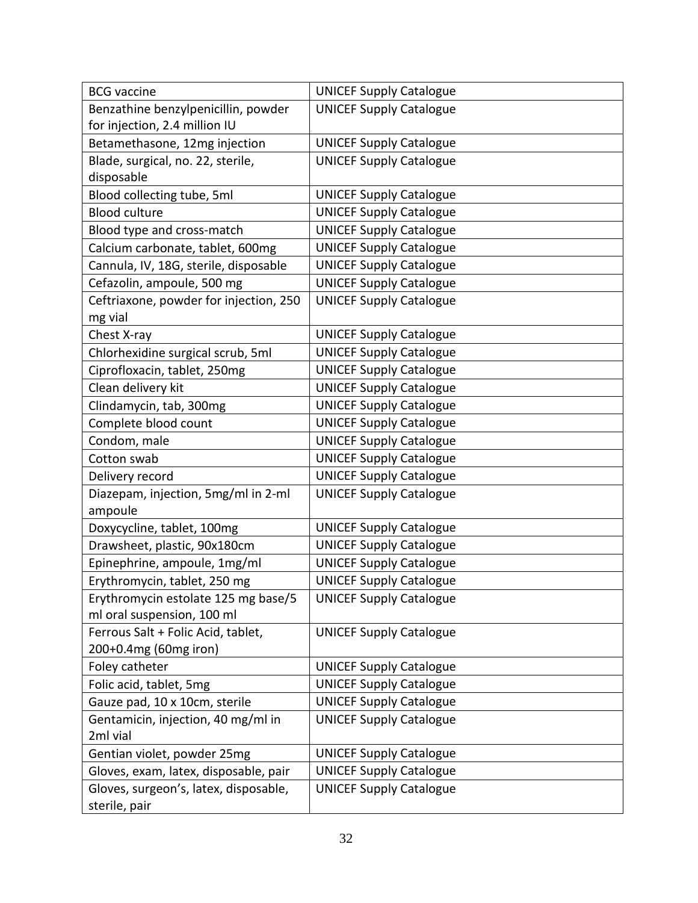| BCG vaccine | UNICEF Supply Catalogue |
|---|---|
| Benzathine benzylpenicillin, powder for injection, 2.4 million IU | UNICEF Supply Catalogue |
| Betamethasone, 12mg injection | UNICEF Supply Catalogue |
| Blade, surgical, no. 22, sterile, disposable | UNICEF Supply Catalogue |
| Blood collecting tube, 5ml | UNICEF Supply Catalogue |
| Blood culture | UNICEF Supply Catalogue |
| Blood type and cross-match | UNICEF Supply Catalogue |
| Calcium carbonate, tablet, 600mg | UNICEF Supply Catalogue |
| Cannula, IV, 18G, sterile, disposable | UNICEF Supply Catalogue |
| Cefazolin, ampoule, 500 mg | UNICEF Supply Catalogue |
| Ceftriaxone, powder for injection, 250 mg vial | UNICEF Supply Catalogue |
| Chest X-ray | UNICEF Supply Catalogue |
| Chlorhexidine surgical scrub, 5ml | UNICEF Supply Catalogue |
| Ciprofloxacin, tablet, 250mg | UNICEF Supply Catalogue |
| Clean delivery kit | UNICEF Supply Catalogue |
| Clindamycin, tab, 300mg | UNICEF Supply Catalogue |
| Complete blood count | UNICEF Supply Catalogue |
| Condom, male | UNICEF Supply Catalogue |
| Cotton swab | UNICEF Supply Catalogue |
| Delivery record | UNICEF Supply Catalogue |
| Diazepam, injection, 5mg/ml in 2-ml ampoule | UNICEF Supply Catalogue |
| Doxycycline, tablet, 100mg | UNICEF Supply Catalogue |
| Drawsheet, plastic, 90x180cm | UNICEF Supply Catalogue |
| Epinephrine, ampoule, 1mg/ml | UNICEF Supply Catalogue |
| Erythromycin, tablet, 250 mg | UNICEF Supply Catalogue |
| Erythromycin estolate 125 mg base/5 ml oral suspension, 100 ml | UNICEF Supply Catalogue |
| Ferrous Salt + Folic Acid, tablet, 200+0.4mg (60mg iron) | UNICEF Supply Catalogue |
| Foley catheter | UNICEF Supply Catalogue |
| Folic acid, tablet, 5mg | UNICEF Supply Catalogue |
| Gauze pad, 10 x 10cm, sterile | UNICEF Supply Catalogue |
| Gentamicin, injection, 40 mg/ml in 2ml vial | UNICEF Supply Catalogue |
| Gentian violet, powder 25mg | UNICEF Supply Catalogue |
| Gloves, exam, latex, disposable, pair | UNICEF Supply Catalogue |
| Gloves, surgeon's, latex, disposable, sterile, pair | UNICEF Supply Catalogue |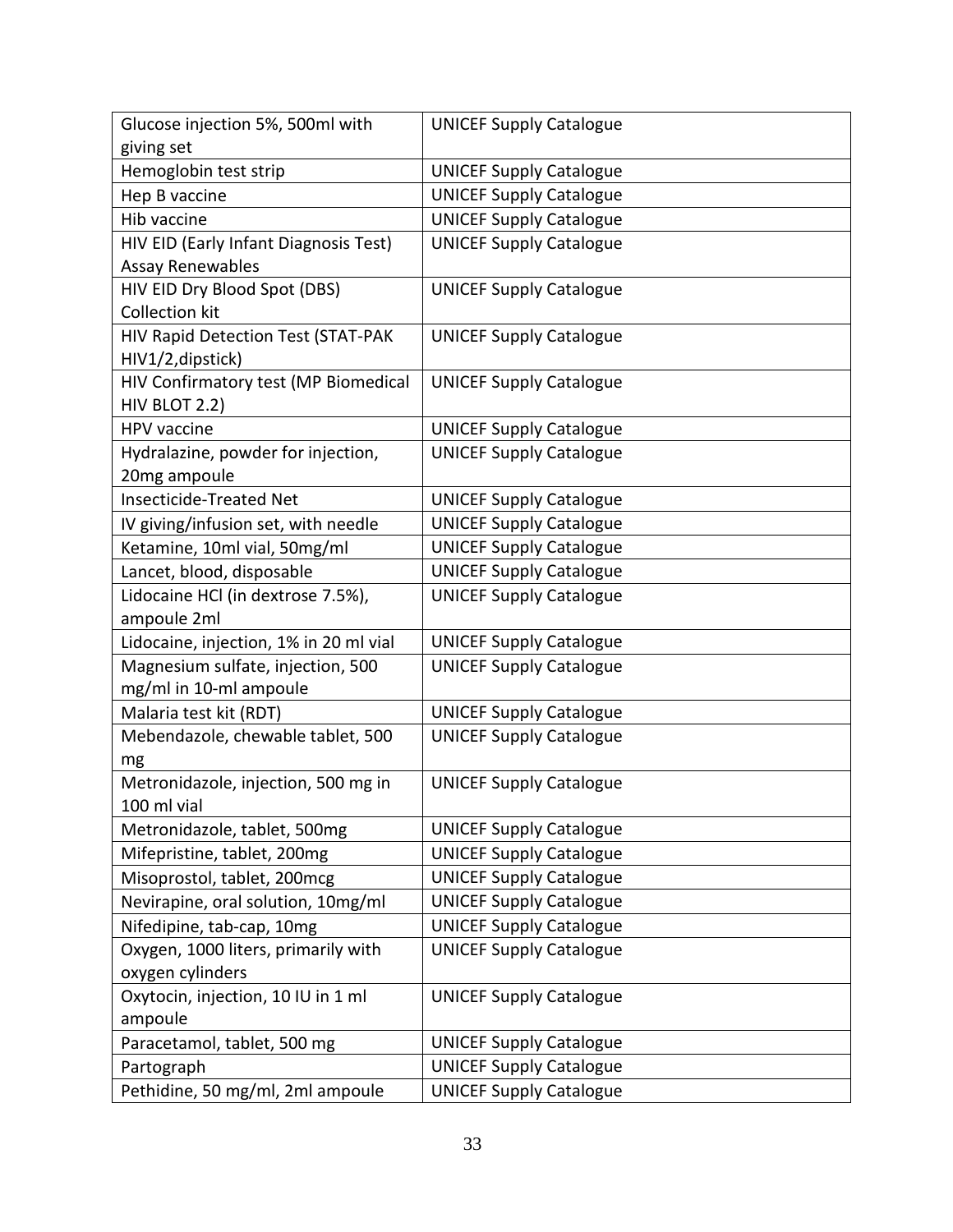| Glucose injection 5%, 500ml with giving set | UNICEF Supply Catalogue |
|---|---|
| Hemoglobin test strip | UNICEF Supply Catalogue |
| Hep B vaccine | UNICEF Supply Catalogue |
| Hib vaccine | UNICEF Supply Catalogue |
| HIV EID (Early Infant Diagnosis Test) Assay Renewables | UNICEF Supply Catalogue |
| HIV EID Dry Blood Spot (DBS) Collection kit | UNICEF Supply Catalogue |
| HIV Rapid Detection Test (STAT-PAK HIV1/2,dipstick) | UNICEF Supply Catalogue |
| HIV Confirmatory test (MP Biomedical HIV BLOT 2.2) | UNICEF Supply Catalogue |
| HPV vaccine | UNICEF Supply Catalogue |
| Hydralazine, powder for injection, 20mg ampoule | UNICEF Supply Catalogue |
| Insecticide-Treated Net | UNICEF Supply Catalogue |
| IV giving/infusion set, with needle | UNICEF Supply Catalogue |
| Ketamine, 10ml vial, 50mg/ml | UNICEF Supply Catalogue |
| Lancet, blood, disposable | UNICEF Supply Catalogue |
| Lidocaine HCl (in dextrose 7.5%), ampoule 2ml | UNICEF Supply Catalogue |
| Lidocaine, injection, 1% in 20 ml vial | UNICEF Supply Catalogue |
| Magnesium sulfate, injection, 500 mg/ml in 10-ml ampoule | UNICEF Supply Catalogue |
| Malaria test kit (RDT) | UNICEF Supply Catalogue |
| Mebendazole, chewable tablet, 500 mg | UNICEF Supply Catalogue |
| Metronidazole, injection, 500 mg in 100 ml vial | UNICEF Supply Catalogue |
| Metronidazole, tablet, 500mg | UNICEF Supply Catalogue |
| Mifepristine, tablet, 200mg | UNICEF Supply Catalogue |
| Misoprostol, tablet, 200mcg | UNICEF Supply Catalogue |
| Nevirapine, oral solution, 10mg/ml | UNICEF Supply Catalogue |
| Nifedipine, tab-cap, 10mg | UNICEF Supply Catalogue |
| Oxygen, 1000 liters, primarily with oxygen cylinders | UNICEF Supply Catalogue |
| Oxytocin, injection, 10 IU in 1 ml ampoule | UNICEF Supply Catalogue |
| Paracetamol, tablet, 500 mg | UNICEF Supply Catalogue |
| Partograph | UNICEF Supply Catalogue |
| Pethidine, 50 mg/ml, 2ml ampoule | UNICEF Supply Catalogue |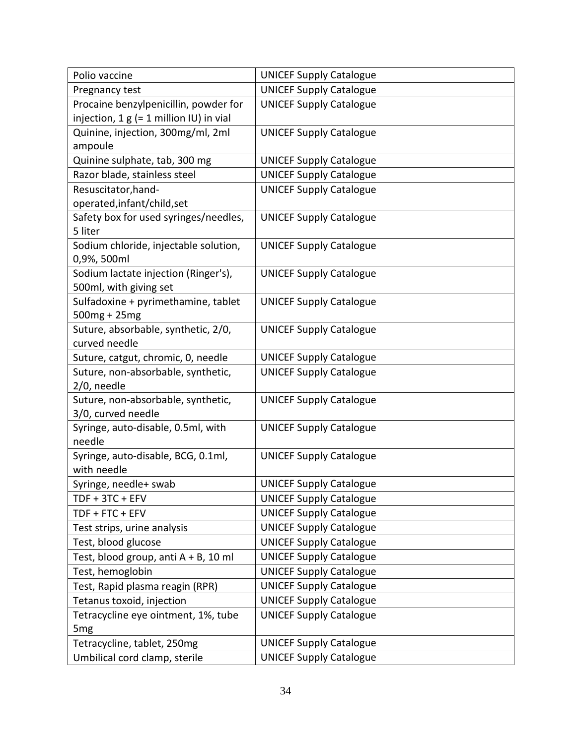| Polio vaccine | UNICEF Supply Catalogue |
|---|---|
| Pregnancy test | UNICEF Supply Catalogue |
| Procaine benzylpenicillin, powder for injection, 1 g (= 1 million IU) in vial | UNICEF Supply Catalogue |
| Quinine, injection, 300mg/ml, 2ml ampoule | UNICEF Supply Catalogue |
| Quinine sulphate, tab, 300 mg | UNICEF Supply Catalogue |
| Razor blade, stainless steel | UNICEF Supply Catalogue |
| Resuscitator,hand-operated,infant/child,set | UNICEF Supply Catalogue |
| Safety box for used syringes/needles, 5 liter | UNICEF Supply Catalogue |
| Sodium chloride, injectable solution, 0,9%, 500ml | UNICEF Supply Catalogue |
| Sodium lactate injection (Ringer's), 500ml, with giving set | UNICEF Supply Catalogue |
| Sulfadoxine + pyrimethamine, tablet 500mg + 25mg | UNICEF Supply Catalogue |
| Suture, absorbable, synthetic, 2/0, curved needle | UNICEF Supply Catalogue |
| Suture, catgut, chromic, 0, needle | UNICEF Supply Catalogue |
| Suture, non-absorbable, synthetic, 2/0, needle | UNICEF Supply Catalogue |
| Suture, non-absorbable, synthetic, 3/0, curved needle | UNICEF Supply Catalogue |
| Syringe, auto-disable, 0.5ml, with needle | UNICEF Supply Catalogue |
| Syringe, auto-disable, BCG, 0.1ml, with needle | UNICEF Supply Catalogue |
| Syringe, needle+ swab | UNICEF Supply Catalogue |
| TDF + 3TC + EFV | UNICEF Supply Catalogue |
| TDF + FTC + EFV | UNICEF Supply Catalogue |
| Test strips, urine analysis | UNICEF Supply Catalogue |
| Test, blood glucose | UNICEF Supply Catalogue |
| Test, blood group, anti A + B, 10 ml | UNICEF Supply Catalogue |
| Test, hemoglobin | UNICEF Supply Catalogue |
| Test, Rapid plasma reagin (RPR) | UNICEF Supply Catalogue |
| Tetanus toxoid, injection | UNICEF Supply Catalogue |
| Tetracycline eye ointment, 1%, tube 5mg | UNICEF Supply Catalogue |
| Tetracycline, tablet, 250mg | UNICEF Supply Catalogue |
| Umbilical cord clamp, sterile | UNICEF Supply Catalogue |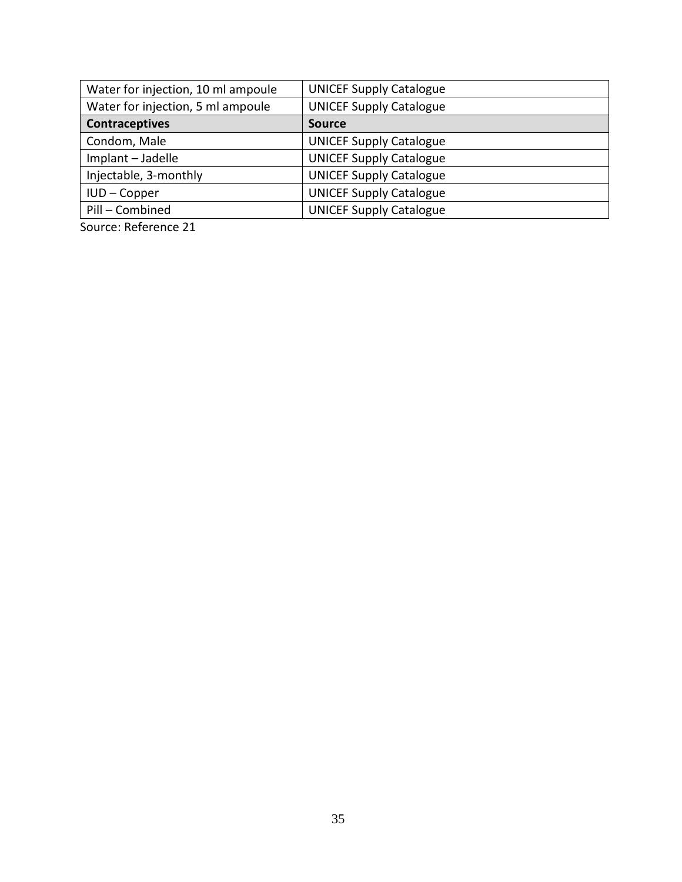| Water for injection, 10 ml ampoule | UNICEF Supply Catalogue |
| --- | --- |
| Water for injection, 5 ml ampoule | UNICEF Supply Catalogue |
| **Contraceptives** | **Source** |
| Condom, Male | UNICEF Supply Catalogue |
| Implant – Jadelle | UNICEF Supply Catalogue |
| Injectable, 3-monthly | UNICEF Supply Catalogue |
| IUD – Copper | UNICEF Supply Catalogue |
| Pill – Combined | UNICEF Supply Catalogue |

Source: Reference 21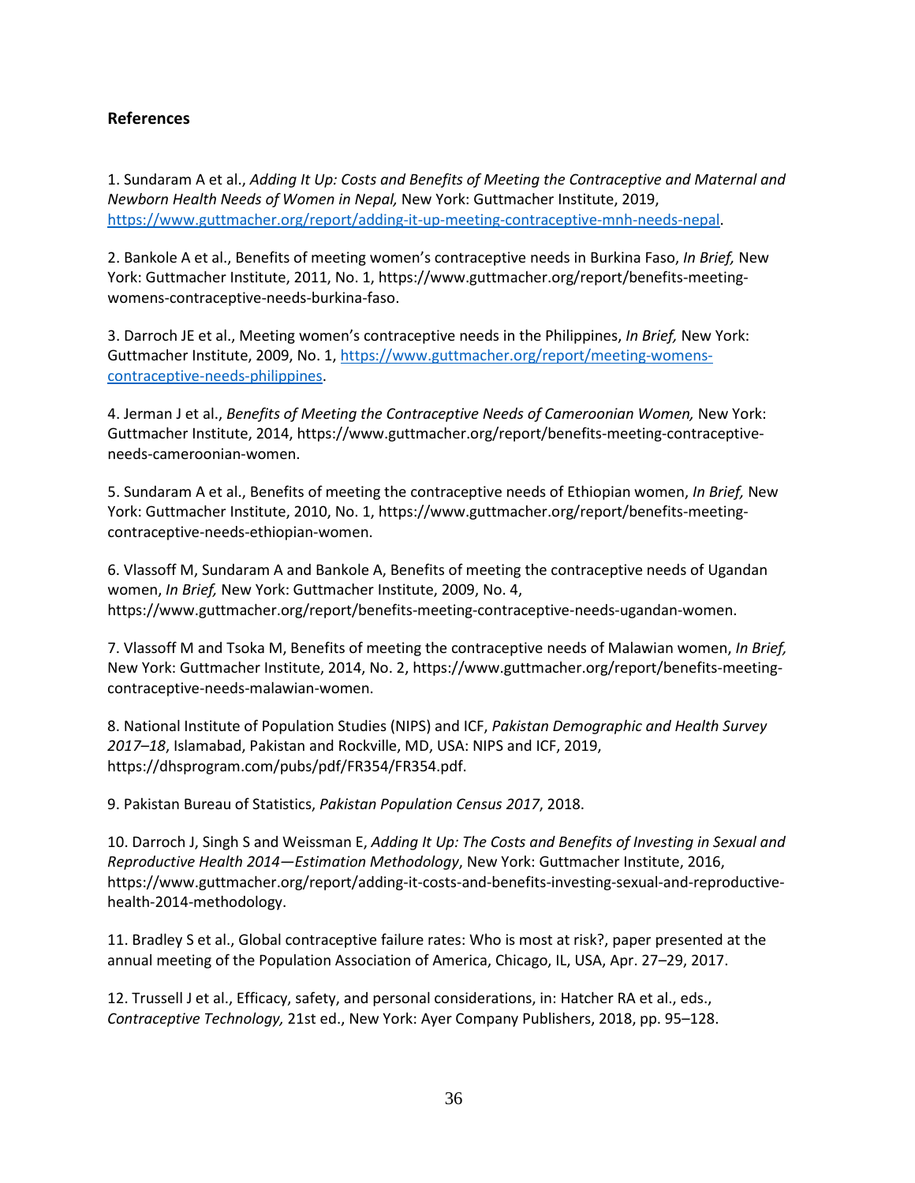**References**

1. Sundaram A et al., *Adding It Up: Costs and Benefits of Meeting the Contraceptive and Maternal and Newborn Health Needs of Women in Nepal,* New York: Guttmacher Institute, 2019, https://www.guttmacher.org/report/adding-it-up-meeting-contraceptive-mnh-needs-nepal.

2. Bankole A et al., Benefits of meeting women's contraceptive needs in Burkina Faso, *In Brief,* New York: Guttmacher Institute, 2011, No. 1, https://www.guttmacher.org/report/benefits-meeting-womens-contraceptive-needs-burkina-faso.

3. Darroch JE et al., Meeting women's contraceptive needs in the Philippines, *In Brief,* New York: Guttmacher Institute, 2009, No. 1, https://www.guttmacher.org/report/meeting-womens-contraceptive-needs-philippines.

4. Jerman J et al., *Benefits of Meeting the Contraceptive Needs of Cameroonian Women,* New York: Guttmacher Institute, 2014, https://www.guttmacher.org/report/benefits-meeting-contraceptive-needs-cameroonian-women.

5. Sundaram A et al., Benefits of meeting the contraceptive needs of Ethiopian women, *In Brief,* New York: Guttmacher Institute, 2010, No. 1, https://www.guttmacher.org/report/benefits-meeting-contraceptive-needs-ethiopian-women.

6. Vlassoff M, Sundaram A and Bankole A, Benefits of meeting the contraceptive needs of Ugandan women, *In Brief,* New York: Guttmacher Institute, 2009, No. 4, https://www.guttmacher.org/report/benefits-meeting-contraceptive-needs-ugandan-women.

7. Vlassoff M and Tsoka M, Benefits of meeting the contraceptive needs of Malawian women, *In Brief,* New York: Guttmacher Institute, 2014, No. 2, https://www.guttmacher.org/report/benefits-meeting-contraceptive-needs-malawian-women.

8. National Institute of Population Studies (NIPS) and ICF, *Pakistan Demographic and Health Survey 2017–18*, Islamabad, Pakistan and Rockville, MD, USA: NIPS and ICF, 2019, https://dhsprogram.com/pubs/pdf/FR354/FR354.pdf.

9. Pakistan Bureau of Statistics, *Pakistan Population Census 2017*, 2018.

10. Darroch J, Singh S and Weissman E, *Adding It Up: The Costs and Benefits of Investing in Sexual and Reproductive Health 2014—Estimation Methodology*, New York: Guttmacher Institute, 2016, https://www.guttmacher.org/report/adding-it-costs-and-benefits-investing-sexual-and-reproductive-health-2014-methodology.

11. Bradley S et al., Global contraceptive failure rates: Who is most at risk?, paper presented at the annual meeting of the Population Association of America, Chicago, IL, USA, Apr. 27–29, 2017.

12. Trussell J et al., Efficacy, safety, and personal considerations, in: Hatcher RA et al., eds., *Contraceptive Technology,* 21st ed., New York: Ayer Company Publishers, 2018, pp. 95–128.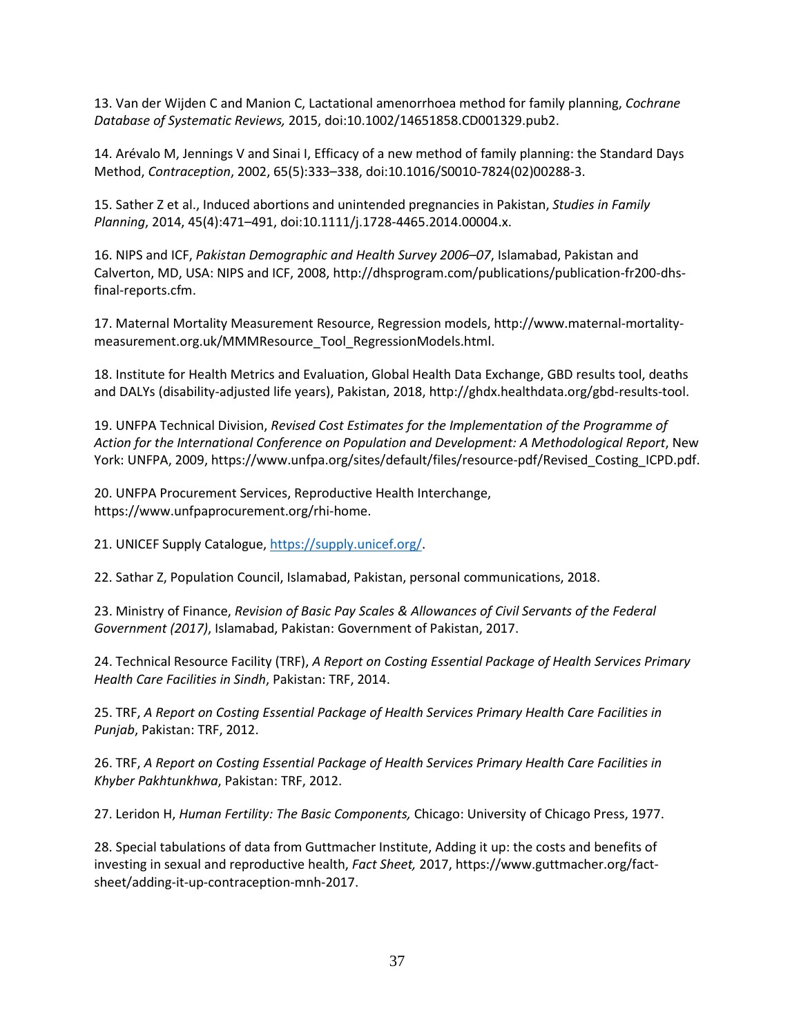13. Van der Wijden C and Manion C, Lactational amenorrhoea method for family planning, *Cochrane Database of Systematic Reviews,* 2015, doi:10.1002/14651858.CD001329.pub2.

14. Arévalo M, Jennings V and Sinai I, Efficacy of a new method of family planning: the Standard Days Method, *Contraception*, 2002, 65(5):333–338, doi:10.1016/S0010-7824(02)00288-3.

15. Sather Z et al., Induced abortions and unintended pregnancies in Pakistan, *Studies in Family Planning*, 2014, 45(4):471–491, doi:10.1111/j.1728-4465.2014.00004.x.

16. NIPS and ICF, *Pakistan Demographic and Health Survey 2006–07*, Islamabad, Pakistan and Calverton, MD, USA: NIPS and ICF, 2008, http://dhsprogram.com/publications/publication-fr200-dhs-final-reports.cfm.

17. Maternal Mortality Measurement Resource, Regression models, http://www.maternal-mortality-measurement.org.uk/MMMResource_Tool_RegressionModels.html.

18. Institute for Health Metrics and Evaluation, Global Health Data Exchange, GBD results tool, deaths and DALYs (disability-adjusted life years), Pakistan, 2018, http://ghdx.healthdata.org/gbd-results-tool.

19. UNFPA Technical Division, *Revised Cost Estimates for the Implementation of the Programme of Action for the International Conference on Population and Development: A Methodological Report*, New York: UNFPA, 2009, https://www.unfpa.org/sites/default/files/resource-pdf/Revised_Costing_ICPD.pdf.

20. UNFPA Procurement Services, Reproductive Health Interchange, https://www.unfpaprocurement.org/rhi-home.

21. UNICEF Supply Catalogue, https://supply.unicef.org/.

22. Sathar Z, Population Council, Islamabad, Pakistan, personal communications, 2018.

23. Ministry of Finance, *Revision of Basic Pay Scales & Allowances of Civil Servants of the Federal Government (2017)*, Islamabad, Pakistan: Government of Pakistan, 2017.

24. Technical Resource Facility (TRF), *A Report on Costing Essential Package of Health Services Primary Health Care Facilities in Sindh*, Pakistan: TRF, 2014.

25. TRF, *A Report on Costing Essential Package of Health Services Primary Health Care Facilities in Punjab*, Pakistan: TRF, 2012.

26. TRF, *A Report on Costing Essential Package of Health Services Primary Health Care Facilities in Khyber Pakhtunkhwa*, Pakistan: TRF, 2012.

27. Leridon H, *Human Fertility: The Basic Components,* Chicago: University of Chicago Press, 1977.

28. Special tabulations of data from Guttmacher Institute, Adding it up: the costs and benefits of investing in sexual and reproductive health, *Fact Sheet,* 2017, https://www.guttmacher.org/fact-sheet/adding-it-up-contraception-mnh-2017.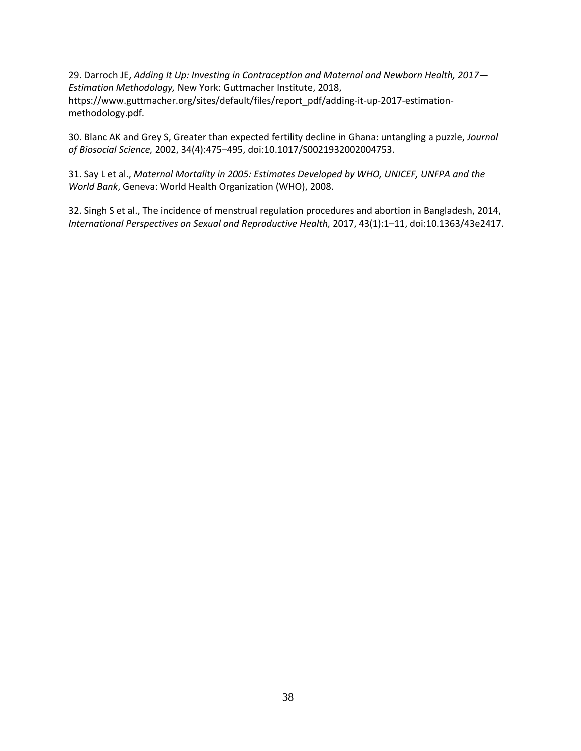29. Darroch JE, *Adding It Up: Investing in Contraception and Maternal and Newborn Health, 2017—Estimation Methodology,* New York: Guttmacher Institute, 2018, https://www.guttmacher.org/sites/default/files/report_pdf/adding-it-up-2017-estimation-methodology.pdf.

30. Blanc AK and Grey S, Greater than expected fertility decline in Ghana: untangling a puzzle, *Journal of Biosocial Science,* 2002, 34(4):475–495, doi:10.1017/S0021932002004753.

31. Say L et al., *Maternal Mortality in 2005: Estimates Developed by WHO, UNICEF, UNFPA and the World Bank*, Geneva: World Health Organization (WHO), 2008.

32. Singh S et al., The incidence of menstrual regulation procedures and abortion in Bangladesh, 2014, *International Perspectives on Sexual and Reproductive Health,* 2017, 43(1):1–11, doi:10.1363/43e2417.